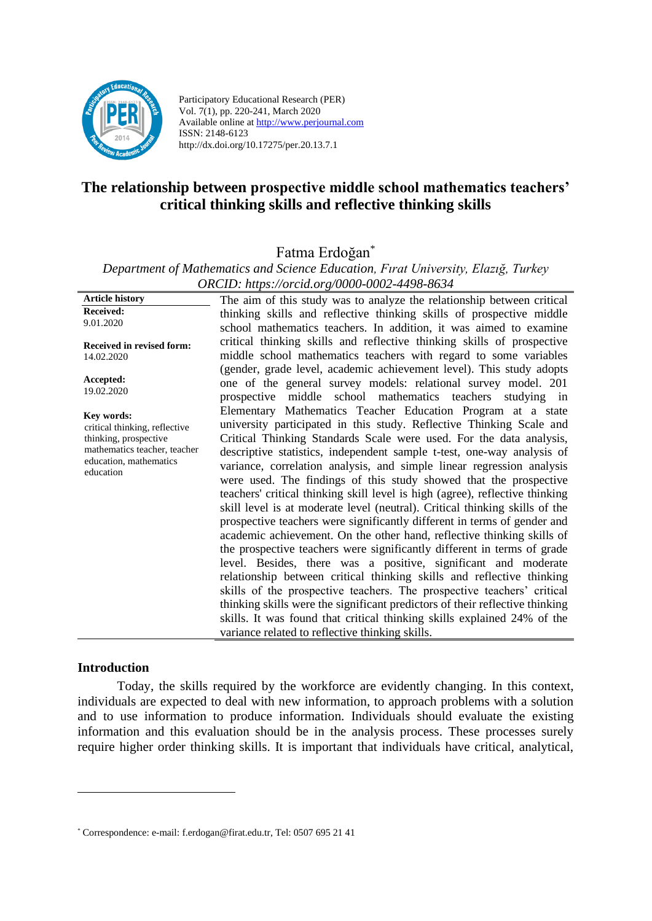Participatory Educational Research (PER)
Vol. 7(1), pp. 220-241, March 2020
Available online at http://www.perjournal.com
ISSN: 2148-6123
http://dx.doi.org/10.17275/per.20.13.7.1

# The relationship between prospective middle school mathematics teachers' critical thinking skills and reflective thinking skills

Fatma Erdoğan*

*Department of Mathematics and Science Education, Fırat University, Elazığ, Turkey*
*ORCID: https://orcid.org/0000-0002-4498-8634*

**Article history**
**Received:** 9.01.2020
**Received in revised form:** 14.02.2020
**Accepted:** 19.02.2020

**Key words:**
critical thinking, reflective thinking, prospective mathematics teacher, teacher education, mathematics education

The aim of this study was to analyze the relationship between critical thinking skills and reflective thinking skills of prospective middle school mathematics teachers. In addition, it was aimed to examine critical thinking skills and reflective thinking skills of prospective middle school mathematics teachers with regard to some variables (gender, grade level, academic achievement level). This study adopts one of the general survey models: relational survey model. 201 prospective middle school mathematics teachers studying in Elementary Mathematics Teacher Education Program at a state university participated in this study. Reflective Thinking Scale and Critical Thinking Standards Scale were used. For the data analysis, descriptive statistics, independent sample t-test, one-way analysis of variance, correlation analysis, and simple linear regression analysis were used. The findings of this study showed that the prospective teachers' critical thinking skill level is high (agree), reflective thinking skill level is at moderate level (neutral). Critical thinking skills of the prospective teachers were significantly different in terms of gender and academic achievement. On the other hand, reflective thinking skills of the prospective teachers were significantly different in terms of grade level. Besides, there was a positive, significant and moderate relationship between critical thinking skills and reflective thinking skills of the prospective teachers. The prospective teachers' critical thinking skills were the significant predictors of their reflective thinking skills. It was found that critical thinking skills explained 24% of the variance related to reflective thinking skills.

## Introduction

Today, the skills required by the workforce are evidently changing. In this context, individuals are expected to deal with new information, to approach problems with a solution and to use information to produce information. Individuals should evaluate the existing information and this evaluation should be in the analysis process. These processes surely require higher order thinking skills. It is important that individuals have critical, analytical,

* Correspondence: e-mail: f.erdogan@firat.edu.tr, Tel: 0507 695 21 41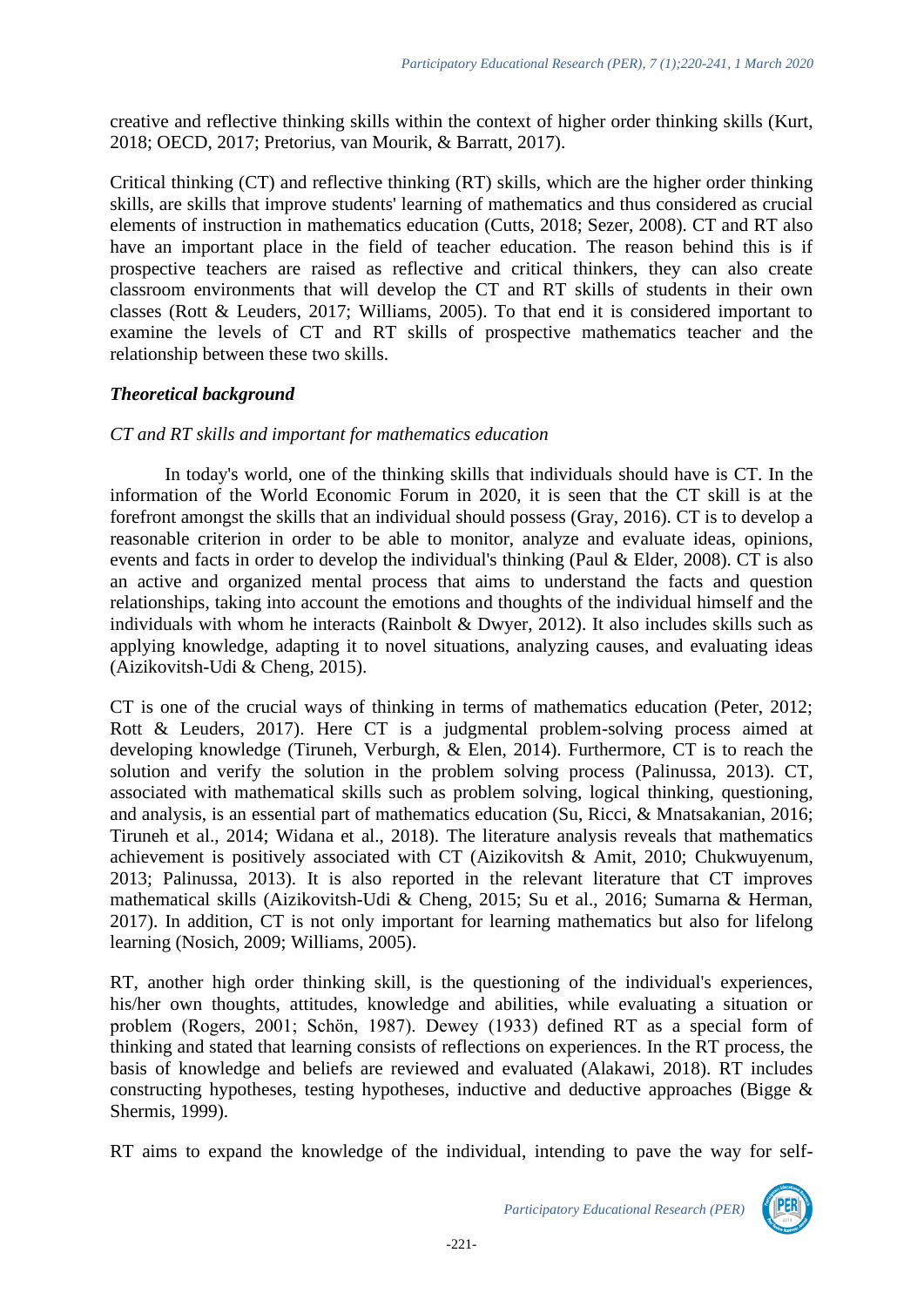creative and reflective thinking skills within the context of higher order thinking skills (Kurt, 2018; OECD, 2017; Pretorius, van Mourik, & Barratt, 2017).

Critical thinking (CT) and reflective thinking (RT) skills, which are the higher order thinking skills, are skills that improve students' learning of mathematics and thus considered as crucial elements of instruction in mathematics education (Cutts, 2018; Sezer, 2008). CT and RT also have an important place in the field of teacher education. The reason behind this is if prospective teachers are raised as reflective and critical thinkers, they can also create classroom environments that will develop the CT and RT skills of students in their own classes (Rott & Leuders, 2017; Williams, 2005). To that end it is considered important to examine the levels of CT and RT skills of prospective mathematics teacher and the relationship between these two skills.

### *Theoretical background*

#### *CT and RT skills and important for mathematics education*

In today's world, one of the thinking skills that individuals should have is CT. In the information of the World Economic Forum in 2020, it is seen that the CT skill is at the forefront amongst the skills that an individual should possess (Gray, 2016). CT is to develop a reasonable criterion in order to be able to monitor, analyze and evaluate ideas, opinions, events and facts in order to develop the individual's thinking (Paul & Elder, 2008). CT is also an active and organized mental process that aims to understand the facts and question relationships, taking into account the emotions and thoughts of the individual himself and the individuals with whom he interacts (Rainbolt & Dwyer, 2012). It also includes skills such as applying knowledge, adapting it to novel situations, analyzing causes, and evaluating ideas (Aizikovitsh-Udi & Cheng, 2015).

CT is one of the crucial ways of thinking in terms of mathematics education (Peter, 2012; Rott & Leuders, 2017). Here CT is a judgmental problem-solving process aimed at developing knowledge (Tiruneh, Verburgh, & Elen, 2014). Furthermore, CT is to reach the solution and verify the solution in the problem solving process (Palinussa, 2013). CT, associated with mathematical skills such as problem solving, logical thinking, questioning, and analysis, is an essential part of mathematics education (Su, Ricci, & Mnatsakanian, 2016; Tiruneh et al., 2014; Widana et al., 2018). The literature analysis reveals that mathematics achievement is positively associated with CT (Aizikovitsh & Amit, 2010; Chukwuyenum, 2013; Palinussa, 2013). It is also reported in the relevant literature that CT improves mathematical skills (Aizikovitsh-Udi & Cheng, 2015; Su et al., 2016; Sumarna & Herman, 2017). In addition, CT is not only important for learning mathematics but also for lifelong learning (Nosich, 2009; Williams, 2005).

RT, another high order thinking skill, is the questioning of the individual's experiences, his/her own thoughts, attitudes, knowledge and abilities, while evaluating a situation or problem (Rogers, 2001; Schön, 1987). Dewey (1933) defined RT as a special form of thinking and stated that learning consists of reflections on experiences. In the RT process, the basis of knowledge and beliefs are reviewed and evaluated (Alakawi, 2018). RT includes constructing hypotheses, testing hypotheses, inductive and deductive approaches (Bigge & Shermis, 1999).

RT aims to expand the knowledge of the individual, intending to pave the way for self-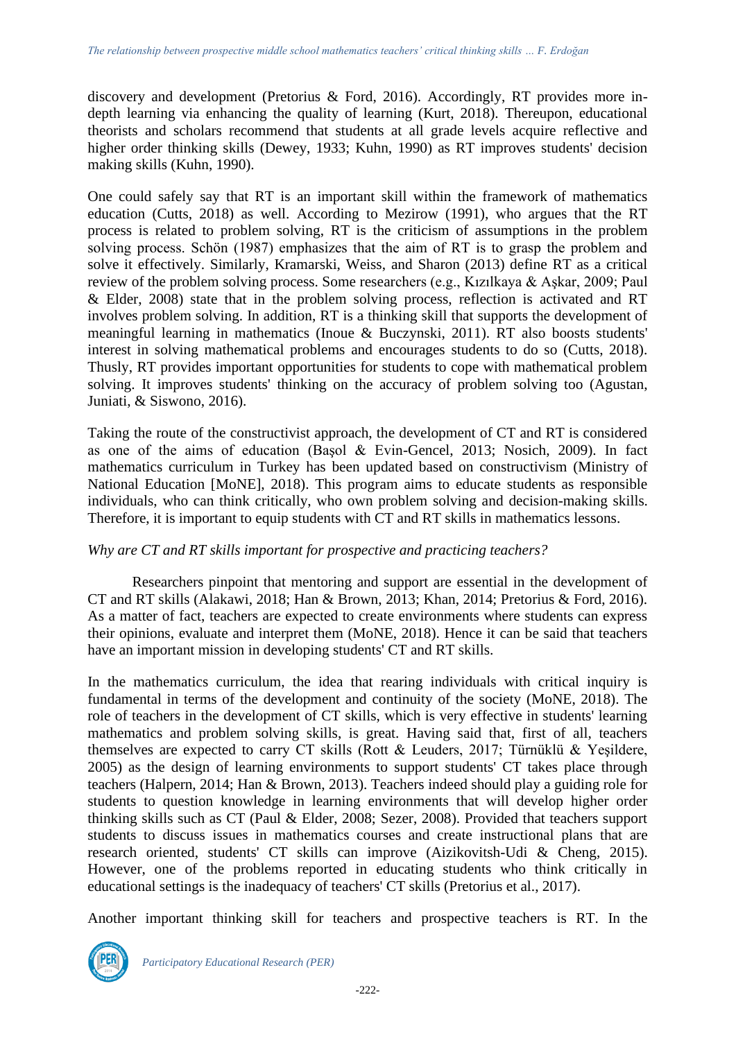discovery and development (Pretorius & Ford, 2016). Accordingly, RT provides more in-depth learning via enhancing the quality of learning (Kurt, 2018). Thereupon, educational theorists and scholars recommend that students at all grade levels acquire reflective and higher order thinking skills (Dewey, 1933; Kuhn, 1990) as RT improves students' decision making skills (Kuhn, 1990).

One could safely say that RT is an important skill within the framework of mathematics education (Cutts, 2018) as well. According to Mezirow (1991), who argues that the RT process is related to problem solving, RT is the criticism of assumptions in the problem solving process. Schön (1987) emphasizes that the aim of RT is to grasp the problem and solve it effectively. Similarly, Kramarski, Weiss, and Sharon (2013) define RT as a critical review of the problem solving process. Some researchers (e.g., Kızılkaya & Aşkar, 2009; Paul & Elder, 2008) state that in the problem solving process, reflection is activated and RT involves problem solving. In addition, RT is a thinking skill that supports the development of meaningful learning in mathematics (Inoue & Buczynski, 2011). RT also boosts students' interest in solving mathematical problems and encourages students to do so (Cutts, 2018). Thusly, RT provides important opportunities for students to cope with mathematical problem solving. It improves students' thinking on the accuracy of problem solving too (Agustan, Juniati, & Siswono, 2016).

Taking the route of the constructivist approach, the development of CT and RT is considered as one of the aims of education (Başol & Evin-Gencel, 2013; Nosich, 2009). In fact mathematics curriculum in Turkey has been updated based on constructivism (Ministry of National Education [MoNE], 2018). This program aims to educate students as responsible individuals, who can think critically, who own problem solving and decision-making skills. Therefore, it is important to equip students with CT and RT skills in mathematics lessons.

*Why are CT and RT skills important for prospective and practicing teachers?*

Researchers pinpoint that mentoring and support are essential in the development of CT and RT skills (Alakawi, 2018; Han & Brown, 2013; Khan, 2014; Pretorius & Ford, 2016). As a matter of fact, teachers are expected to create environments where students can express their opinions, evaluate and interpret them (MoNE, 2018). Hence it can be said that teachers have an important mission in developing students' CT and RT skills.

In the mathematics curriculum, the idea that rearing individuals with critical inquiry is fundamental in terms of the development and continuity of the society (MoNE, 2018). The role of teachers in the development of CT skills, which is very effective in students' learning mathematics and problem solving skills, is great. Having said that, first of all, teachers themselves are expected to carry CT skills (Rott & Leuders, 2017; Türnüklü & Yeşildere, 2005) as the design of learning environments to support students' CT takes place through teachers (Halpern, 2014; Han & Brown, 2013). Teachers indeed should play a guiding role for students to question knowledge in learning environments that will develop higher order thinking skills such as CT (Paul & Elder, 2008; Sezer, 2008). Provided that teachers support students to discuss issues in mathematics courses and create instructional plans that are research oriented, students' CT skills can improve (Aizikovitsh-Udi & Cheng, 2015). However, one of the problems reported in educating students who think critically in educational settings is the inadequacy of teachers' CT skills (Pretorius et al., 2017).

Another important thinking skill for teachers and prospective teachers is RT. In the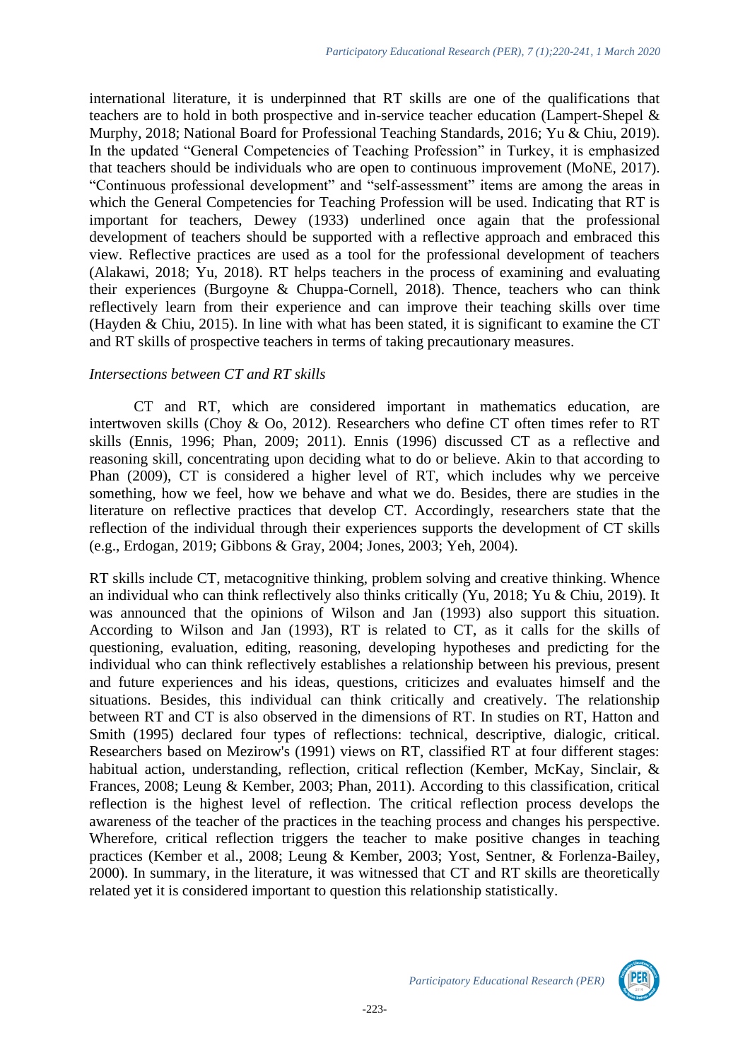international literature, it is underpinned that RT skills are one of the qualifications that teachers are to hold in both prospective and in-service teacher education (Lampert-Shepel & Murphy, 2018; National Board for Professional Teaching Standards, 2016; Yu & Chiu, 2019). In the updated "General Competencies of Teaching Profession" in Turkey, it is emphasized that teachers should be individuals who are open to continuous improvement (MoNE, 2017). "Continuous professional development" and "self-assessment" items are among the areas in which the General Competencies for Teaching Profession will be used. Indicating that RT is important for teachers, Dewey (1933) underlined once again that the professional development of teachers should be supported with a reflective approach and embraced this view. Reflective practices are used as a tool for the professional development of teachers (Alakawi, 2018; Yu, 2018). RT helps teachers in the process of examining and evaluating their experiences (Burgoyne & Chuppa-Cornell, 2018). Thence, teachers who can think reflectively learn from their experience and can improve their teaching skills over time (Hayden & Chiu, 2015). In line with what has been stated, it is significant to examine the CT and RT skills of prospective teachers in terms of taking precautionary measures.

*Intersections between CT and RT skills*

CT and RT, which are considered important in mathematics education, are intertwoven skills (Choy & Oo, 2012). Researchers who define CT often times refer to RT skills (Ennis, 1996; Phan, 2009; 2011). Ennis (1996) discussed CT as a reflective and reasoning skill, concentrating upon deciding what to do or believe. Akin to that according to Phan (2009), CT is considered a higher level of RT, which includes why we perceive something, how we feel, how we behave and what we do. Besides, there are studies in the literature on reflective practices that develop CT. Accordingly, researchers state that the reflection of the individual through their experiences supports the development of CT skills (e.g., Erdogan, 2019; Gibbons & Gray, 2004; Jones, 2003; Yeh, 2004).

RT skills include CT, metacognitive thinking, problem solving and creative thinking. Whence an individual who can think reflectively also thinks critically (Yu, 2018; Yu & Chiu, 2019). It was announced that the opinions of Wilson and Jan (1993) also support this situation. According to Wilson and Jan (1993), RT is related to CT, as it calls for the skills of questioning, evaluation, editing, reasoning, developing hypotheses and predicting for the individual who can think reflectively establishes a relationship between his previous, present and future experiences and his ideas, questions, criticizes and evaluates himself and the situations. Besides, this individual can think critically and creatively. The relationship between RT and CT is also observed in the dimensions of RT. In studies on RT, Hatton and Smith (1995) declared four types of reflections: technical, descriptive, dialogic, critical. Researchers based on Mezirow's (1991) views on RT, classified RT at four different stages: habitual action, understanding, reflection, critical reflection (Kember, McKay, Sinclair, & Frances, 2008; Leung & Kember, 2003; Phan, 2011). According to this classification, critical reflection is the highest level of reflection. The critical reflection process develops the awareness of the teacher of the practices in the teaching process and changes his perspective. Wherefore, critical reflection triggers the teacher to make positive changes in teaching practices (Kember et al., 2008; Leung & Kember, 2003; Yost, Sentner, & Forlenza-Bailey, 2000). In summary, in the literature, it was witnessed that CT and RT skills are theoretically related yet it is considered important to question this relationship statistically.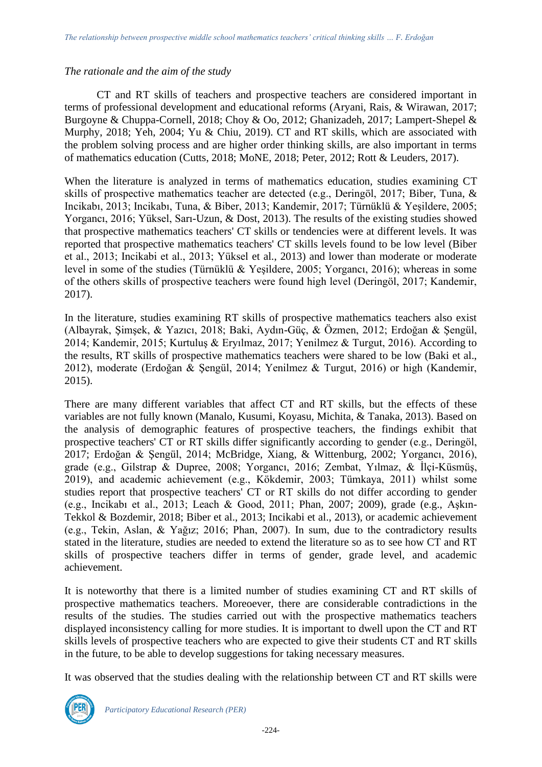*The rationale and the aim of the study*

CT and RT skills of teachers and prospective teachers are considered important in terms of professional development and educational reforms (Aryani, Rais, & Wirawan, 2017; Burgoyne & Chuppa-Cornell, 2018; Choy & Oo, 2012; Ghanizadeh, 2017; Lampert-Shepel & Murphy, 2018; Yeh, 2004; Yu & Chiu, 2019). CT and RT skills, which are associated with the problem solving process and are higher order thinking skills, are also important in terms of mathematics education (Cutts, 2018; MoNE, 2018; Peter, 2012; Rott & Leuders, 2017).

When the literature is analyzed in terms of mathematics education, studies examining CT skills of prospective mathematics teacher are detected (e.g., Deringöl, 2017; Biber, Tuna, & Incikabı, 2013; Incikabı, Tuna, & Biber, 2013; Kandemir, 2017; Türnüklü & Yeşildere, 2005; Yorgancı, 2016; Yüksel, Sarı-Uzun, & Dost, 2013). The results of the existing studies showed that prospective mathematics teachers' CT skills or tendencies were at different levels. It was reported that prospective mathematics teachers' CT skills levels found to be low level (Biber et al., 2013; Incikabi et al., 2013; Yüksel et al., 2013) and lower than moderate or moderate level in some of the studies (Türnüklü & Yeşildere, 2005; Yorgancı, 2016); whereas in some of the others skills of prospective teachers were found high level (Deringöl, 2017; Kandemir, 2017).

In the literature, studies examining RT skills of prospective mathematics teachers also exist (Albayrak, Şimşek, & Yazıcı, 2018; Baki, Aydın-Güç, & Özmen, 2012; Erdoğan & Şengül, 2014; Kandemir, 2015; Kurtuluş & Eryılmaz, 2017; Yenilmez & Turgut, 2016). According to the results, RT skills of prospective mathematics teachers were shared to be low (Baki et al., 2012), moderate (Erdoğan & Şengül, 2014; Yenilmez & Turgut, 2016) or high (Kandemir, 2015).

There are many different variables that affect CT and RT skills, but the effects of these variables are not fully known (Manalo, Kusumi, Koyasu, Michita, & Tanaka, 2013). Based on the analysis of demographic features of prospective teachers, the findings exhibit that prospective teachers' CT or RT skills differ significantly according to gender (e.g., Deringöl, 2017; Erdoğan & Şengül, 2014; McBridge, Xiang, & Wittenburg, 2002; Yorgancı, 2016), grade (e.g., Gilstrap & Dupree, 2008; Yorgancı, 2016; Zembat, Yılmaz, & İlçi-Küsmüş, 2019), and academic achievement (e.g., Kökdemir, 2003; Tümkaya, 2011) whilst some studies report that prospective teachers' CT or RT skills do not differ according to gender (e.g., Incikabı et al., 2013; Leach & Good, 2011; Phan, 2007; 2009), grade (e.g., Aşkın-Tekkol & Bozdemir, 2018; Biber et al., 2013; Incikabi et al., 2013), or academic achievement (e.g., Tekin, Aslan, & Yağız; 2016; Phan, 2007). In sum, due to the contradictory results stated in the literature, studies are needed to extend the literature so as to see how CT and RT skills of prospective teachers differ in terms of gender, grade level, and academic achievement.

It is noteworthy that there is a limited number of studies examining CT and RT skills of prospective mathematics teachers. Moreoever, there are considerable contradictions in the results of the studies. The studies carried out with the prospective mathematics teachers displayed inconsistency calling for more studies. It is important to dwell upon the CT and RT skills levels of prospective teachers who are expected to give their students CT and RT skills in the future, to be able to develop suggestions for taking necessary measures.

It was observed that the studies dealing with the relationship between CT and RT skills were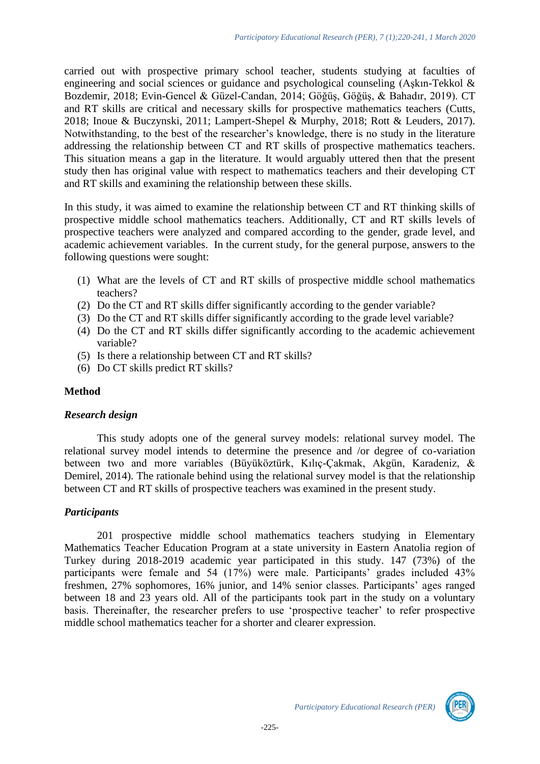carried out with prospective primary school teacher, students studying at faculties of engineering and social sciences or guidance and psychological counseling (Aşkın-Tekkol & Bozdemir, 2018; Evin-Gencel & Güzel-Candan, 2014; Göğüş, Göğüş, & Bahadır, 2019). CT and RT skills are critical and necessary skills for prospective mathematics teachers (Cutts, 2018; Inoue & Buczynski, 2011; Lampert-Shepel & Murphy, 2018; Rott & Leuders, 2017). Notwithstanding, to the best of the researcher's knowledge, there is no study in the literature addressing the relationship between CT and RT skills of prospective mathematics teachers. This situation means a gap in the literature. It would arguably uttered then that the present study then has original value with respect to mathematics teachers and their developing CT and RT skills and examining the relationship between these skills.

In this study, it was aimed to examine the relationship between CT and RT thinking skills of prospective middle school mathematics teachers. Additionally, CT and RT skills levels of prospective teachers were analyzed and compared according to the gender, grade level, and academic achievement variables. In the current study, for the general purpose, answers to the following questions were sought:

(1) What are the levels of CT and RT skills of prospective middle school mathematics teachers?
(2) Do the CT and RT skills differ significantly according to the gender variable?
(3) Do the CT and RT skills differ significantly according to the grade level variable?
(4) Do the CT and RT skills differ significantly according to the academic achievement variable?
(5) Is there a relationship between CT and RT skills?
(6) Do CT skills predict RT skills?

## Method

### *Research design*

This study adopts one of the general survey models: relational survey model. The relational survey model intends to determine the presence and /or degree of co-variation between two and more variables (Büyüköztürk, Kılıç-Çakmak, Akgün, Karadeniz, & Demirel, 2014). The rationale behind using the relational survey model is that the relationship between CT and RT skills of prospective teachers was examined in the present study.

### *Participants*

201 prospective middle school mathematics teachers studying in Elementary Mathematics Teacher Education Program at a state university in Eastern Anatolia region of Turkey during 2018-2019 academic year participated in this study. 147 (73%) of the participants were female and 54 (17%) were male. Participants' grades included 43% freshmen, 27% sophomores, 16% junior, and 14% senior classes. Participants' ages ranged between 18 and 23 years old. All of the participants took part in the study on a voluntary basis. Thereinafter, the researcher prefers to use 'prospective teacher' to refer prospective middle school mathematics teacher for a shorter and clearer expression.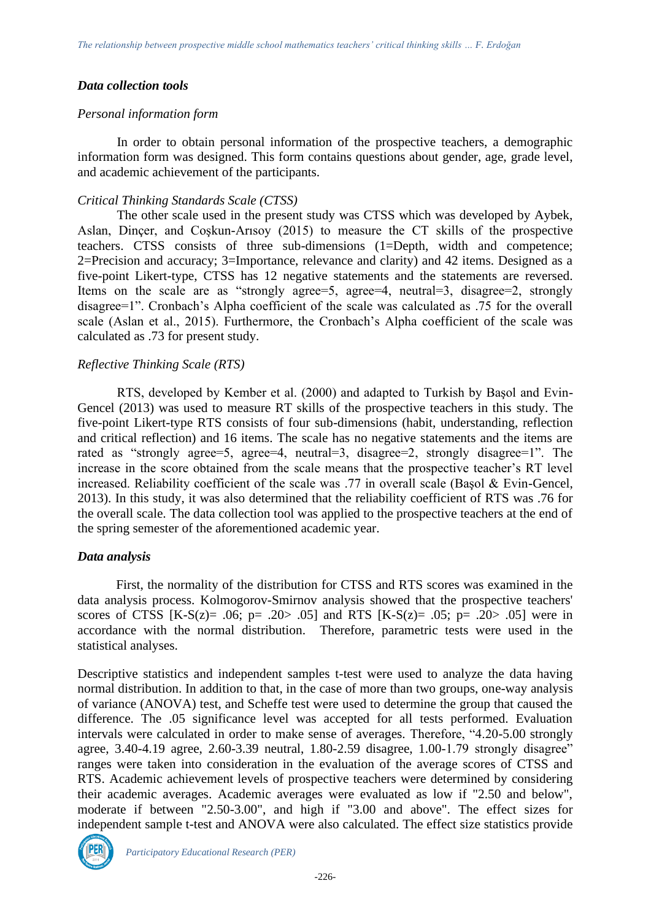### *Data collection tools*

*Personal information form*

In order to obtain personal information of the prospective teachers, a demographic information form was designed. This form contains questions about gender, age, grade level, and academic achievement of the participants.

*Critical Thinking Standards Scale (CTSS)*

The other scale used in the present study was CTSS which was developed by Aybek, Aslan, Dinçer, and Coşkun-Arısoy (2015) to measure the CT skills of the prospective teachers. CTSS consists of three sub-dimensions (1=Depth, width and competence; 2=Precision and accuracy; 3=Importance, relevance and clarity) and 42 items. Designed as a five-point Likert-type, CTSS has 12 negative statements and the statements are reversed. Items on the scale are as "strongly agree=5, agree=4, neutral=3, disagree=2, strongly disagree=1". Cronbach's Alpha coefficient of the scale was calculated as .75 for the overall scale (Aslan et al., 2015). Furthermore, the Cronbach's Alpha coefficient of the scale was calculated as .73 for present study.

*Reflective Thinking Scale (RTS)*

RTS, developed by Kember et al. (2000) and adapted to Turkish by Başol and Evin-Gencel (2013) was used to measure RT skills of the prospective teachers in this study. The five-point Likert-type RTS consists of four sub-dimensions (habit, understanding, reflection and critical reflection) and 16 items. The scale has no negative statements and the items are rated as "strongly agree=5, agree=4, neutral=3, disagree=2, strongly disagree=1". The increase in the score obtained from the scale means that the prospective teacher's RT level increased. Reliability coefficient of the scale was .77 in overall scale (Başol & Evin-Gencel, 2013). In this study, it was also determined that the reliability coefficient of RTS was .76 for the overall scale. The data collection tool was applied to the prospective teachers at the end of the spring semester of the aforementioned academic year.

### *Data analysis*

First, the normality of the distribution for CTSS and RTS scores was examined in the data analysis process. Kolmogorov-Smirnov analysis showed that the prospective teachers' scores of CTSS [K-S(z)= .06; p= .20> .05] and RTS [K-S(z)= .05; p= .20> .05] were in accordance with the normal distribution. Therefore, parametric tests were used in the statistical analyses.

Descriptive statistics and independent samples t-test were used to analyze the data having normal distribution. In addition to that, in the case of more than two groups, one-way analysis of variance (ANOVA) test, and Scheffe test were used to determine the group that caused the difference. The .05 significance level was accepted for all tests performed. Evaluation intervals were calculated in order to make sense of averages. Therefore, "4.20-5.00 strongly agree, 3.40-4.19 agree, 2.60-3.39 neutral, 1.80-2.59 disagree, 1.00-1.79 strongly disagree" ranges were taken into consideration in the evaluation of the average scores of CTSS and RTS. Academic achievement levels of prospective teachers were determined by considering their academic averages. Academic averages were evaluated as low if "2.50 and below", moderate if between "2.50-3.00", and high if "3.00 and above". The effect sizes for independent sample t-test and ANOVA were also calculated. The effect size statistics provide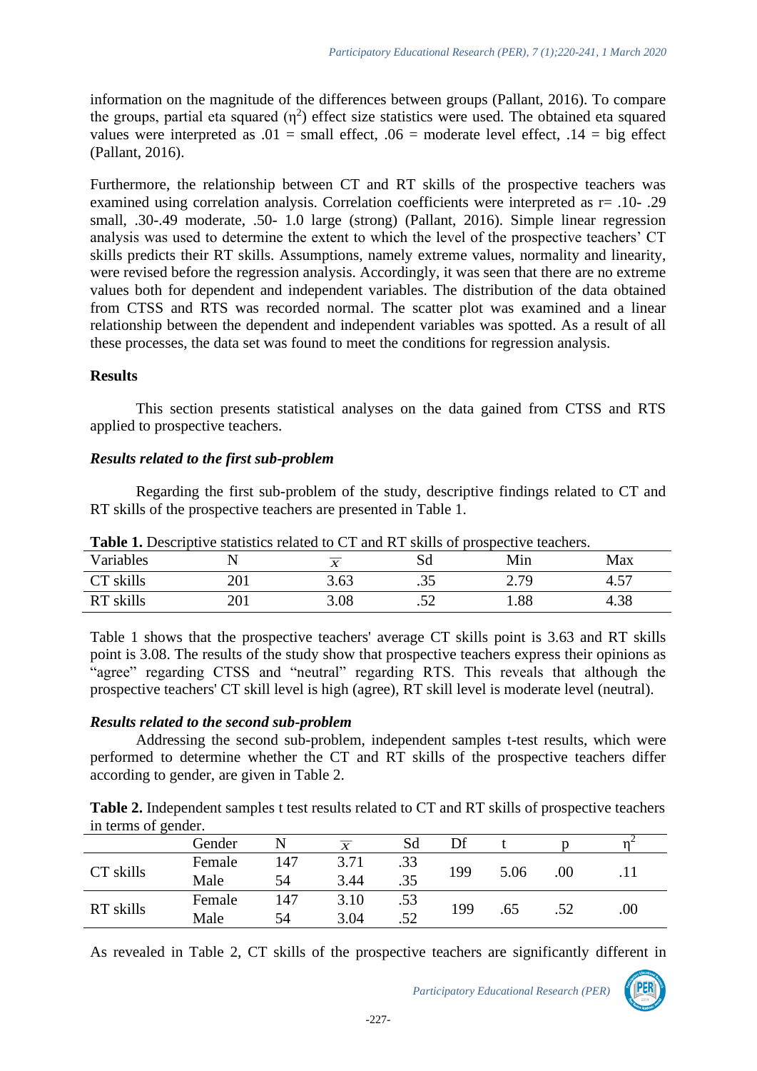information on the magnitude of the differences between groups (Pallant, 2016). To compare the groups, partial eta squared ($\eta^2$) effect size statistics were used. The obtained eta squared values were interpreted as .01 = small effect, .06 = moderate level effect, .14 = big effect (Pallant, 2016).

Furthermore, the relationship between CT and RT skills of the prospective teachers was examined using correlation analysis. Correlation coefficients were interpreted as r= .10- .29 small, .30-.49 moderate, .50- 1.0 large (strong) (Pallant, 2016). Simple linear regression analysis was used to determine the extent to which the level of the prospective teachers' CT skills predicts their RT skills. Assumptions, namely extreme values, normality and linearity, were revised before the regression analysis. Accordingly, it was seen that there are no extreme values both for dependent and independent variables. The distribution of the data obtained from CTSS and RTS was recorded normal. The scatter plot was examined and a linear relationship between the dependent and independent variables was spotted. As a result of all these processes, the data set was found to meet the conditions for regression analysis.

## Results

This section presents statistical analyses on the data gained from CTSS and RTS applied to prospective teachers.

### *Results related to the first sub-problem*

Regarding the first sub-problem of the study, descriptive findings related to CT and RT skills of the prospective teachers are presented in Table 1.

**Table 1.** Descriptive statistics related to CT and RT skills of prospective teachers.

| Variables | N | $\overline{x}$ | Sd | Min | Max |
|---|---|---|---|---|---|
| CT skills | 201 | 3.63 | .35 | 2.79 | 4.57 |
| RT skills | 201 | 3.08 | .52 | 1.88 | 4.38 |

Table 1 shows that the prospective teachers' average CT skills point is 3.63 and RT skills point is 3.08. The results of the study show that prospective teachers express their opinions as "agree" regarding CTSS and "neutral" regarding RTS. This reveals that although the prospective teachers' CT skill level is high (agree), RT skill level is moderate level (neutral).

### *Results related to the second sub-problem*

Addressing the second sub-problem, independent samples t-test results, which were performed to determine whether the CT and RT skills of the prospective teachers differ according to gender, are given in Table 2.

**Table 2.** Independent samples t test results related to CT and RT skills of prospective teachers in terms of gender.

| | Gender | N | $\overline{x}$ | Sd | Df | t | p | $\eta^2$ |
|---|---|---|---|---|---|---|---|---|
| CT skills | Female | 147 | 3.71 | .33 | 199 | 5.06 | .00 | .11 |
| | Male | 54 | 3.44 | .35 | | | | |
| RT skills | Female | 147 | 3.10 | .53 | 199 | .65 | .52 | .00 |
| | Male | 54 | 3.04 | .52 | | | | |

As revealed in Table 2, CT skills of the prospective teachers are significantly different in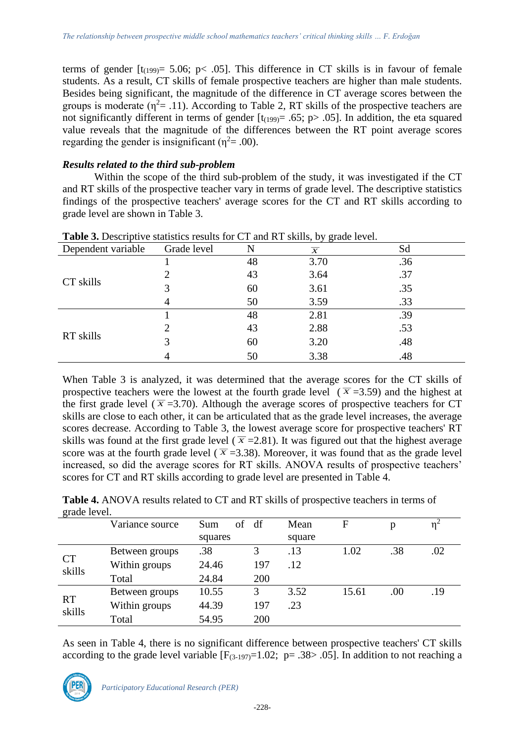terms of gender [$t_{(199)}$= 5.06; p< .05]. This difference in CT skills is in favour of female students. As a result, CT skills of female prospective teachers are higher than male students. Besides being significant, the magnitude of the difference in CT average scores between the groups is moderate ($\eta^2$= .11). According to Table 2, RT skills of the prospective teachers are not significantly different in terms of gender [$t_{(199)}$= .65; p> .05]. In addition, the eta squared value reveals that the magnitude of the differences between the RT point average scores regarding the gender is insignificant ($\eta^2$= .00).

### *Results related to the third sub-problem*

Within the scope of the third sub-problem of the study, it was investigated if the CT and RT skills of the prospective teacher vary in terms of grade level. The descriptive statistics findings of the prospective teachers' average scores for the CT and RT skills according to grade level are shown in Table 3.

**Table 3.** Descriptive statistics results for CT and RT skills, by grade level.

| Dependent variable | Grade level | N | $\overline{X}$ | Sd |
|---|---|---|---|---|
| CT skills | 1 | 48 | 3.70 | .36 |
| | 2 | 43 | 3.64 | .37 |
| | 3 | 60 | 3.61 | .35 |
| | 4 | 50 | 3.59 | .33 |
| RT skills | 1 | 48 | 2.81 | .39 |
| | 2 | 43 | 2.88 | .53 |
| | 3 | 60 | 3.20 | .48 |
| | 4 | 50 | 3.38 | .48 |

When Table 3 is analyzed, it was determined that the average scores for the CT skills of prospective teachers were the lowest at the fourth grade level ($\overline{X}$=3.59) and the highest at the first grade level ($\overline{X}$=3.70). Although the average scores of prospective teachers for CT skills are close to each other, it can be articulated that as the grade level increases, the average scores decrease. According to Table 3, the lowest average score for prospective teachers' RT skills was found at the first grade level ($\overline{X}$=2.81). It was figured out that the highest average score was at the fourth grade level ($\overline{X}$=3.38). Moreover, it was found that as the grade level increased, so did the average scores for RT skills. ANOVA results of prospective teachers' scores for CT and RT skills according to grade level are presented in Table 4.

**Table 4.** ANOVA results related to CT and RT skills of prospective teachers in terms of grade level.

| | Variance source | Sum of squares | df | Mean square | F | p | $\eta^2$ |
|---|---|---|---|---|---|---|---|
| CT skills | Between groups | .38 | 3 | .13 | 1.02 | .38 | .02 |
| | Within groups | 24.46 | 197 | .12 | | | |
| | Total | 24.84 | 200 | | | | |
| RT skills | Between groups | 10.55 | 3 | 3.52 | 15.61 | .00 | .19 |
| | Within groups | 44.39 | 197 | .23 | | | |
| | Total | 54.95 | 200 | | | | |

As seen in Table 4, there is no significant difference between prospective teachers' CT skills according to the grade level variable [$F_{(3\text{-}197)}$=1.02; p= .38> .05]. In addition to not reaching a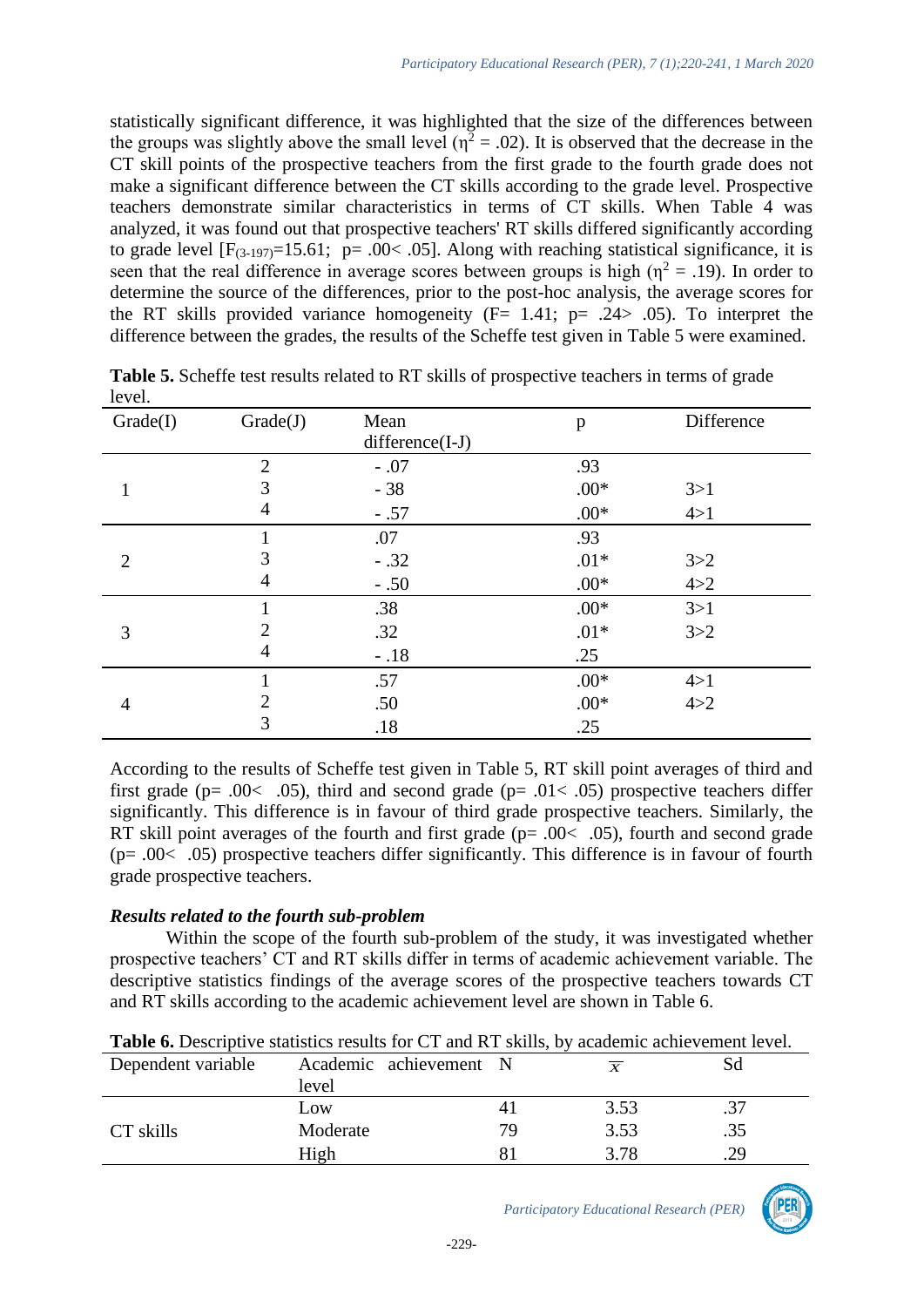statistically significant difference, it was highlighted that the size of the differences between the groups was slightly above the small level ($\eta^2 = .02$). It is observed that the decrease in the CT skill points of the prospective teachers from the first grade to the fourth grade does not make a significant difference between the CT skills according to the grade level. Prospective teachers demonstrate similar characteristics in terms of CT skills. When Table 4 was analyzed, it was found out that prospective teachers' RT skills differed significantly according to grade level [$F_{(3\text{-}197)}=15.61$; $p= .00< .05$]. Along with reaching statistical significance, it is seen that the real difference in average scores between groups is high ($\eta^2 = .19$). In order to determine the source of the differences, prior to the post-hoc analysis, the average scores for the RT skills provided variance homogeneity ($F= 1.41$; $p= .24> .05$). To interpret the difference between the grades, the results of the Scheffe test given in Table 5 were examined.

**Table 5.** Scheffe test results related to RT skills of prospective teachers in terms of grade level.

| Grade(I) | Grade(J) | Mean difference(I-J) | p | Difference |
|---|---|---|---|---|
| 1 | 2 | - .07 | .93 | |
| | 3 | - 38 | .00* | 3>1 |
| | 4 | - .57 | .00* | 4>1 |
| 2 | 1 | .07 | .93 | |
| | 3 | - .32 | .01* | 3>2 |
| | 4 | - .50 | .00* | 4>2 |
| 3 | 1 | .38 | .00* | 3>1 |
| | 2 | .32 | .01* | 3>2 |
| | 4 | - .18 | .25 | |
| 4 | 1 | .57 | .00* | 4>1 |
| | 2 | .50 | .00* | 4>2 |
| | 3 | .18 | .25 | |

According to the results of Scheffe test given in Table 5, RT skill point averages of third and first grade ($p= .00< .05$), third and second grade ($p= .01< .05$) prospective teachers differ significantly. This difference is in favour of third grade prospective teachers. Similarly, the RT skill point averages of the fourth and first grade ($p= .00< .05$), fourth and second grade ($p= .00< .05$) prospective teachers differ significantly. This difference is in favour of fourth grade prospective teachers.

***Results related to the fourth sub-problem***

Within the scope of the fourth sub-problem of the study, it was investigated whether prospective teachers' CT and RT skills differ in terms of academic achievement variable. The descriptive statistics findings of the average scores of the prospective teachers towards CT and RT skills according to the academic achievement level are shown in Table 6.

**Table 6.** Descriptive statistics results for CT and RT skills, by academic achievement level.

| Dependent variable | Academic achievement level | N | $\bar{x}$ | Sd |
|---|---|---|---|---|
| CT skills | Low | 41 | 3.53 | .37 |
| | Moderate | 79 | 3.53 | .35 |
| | High | 81 | 3.78 | .29 |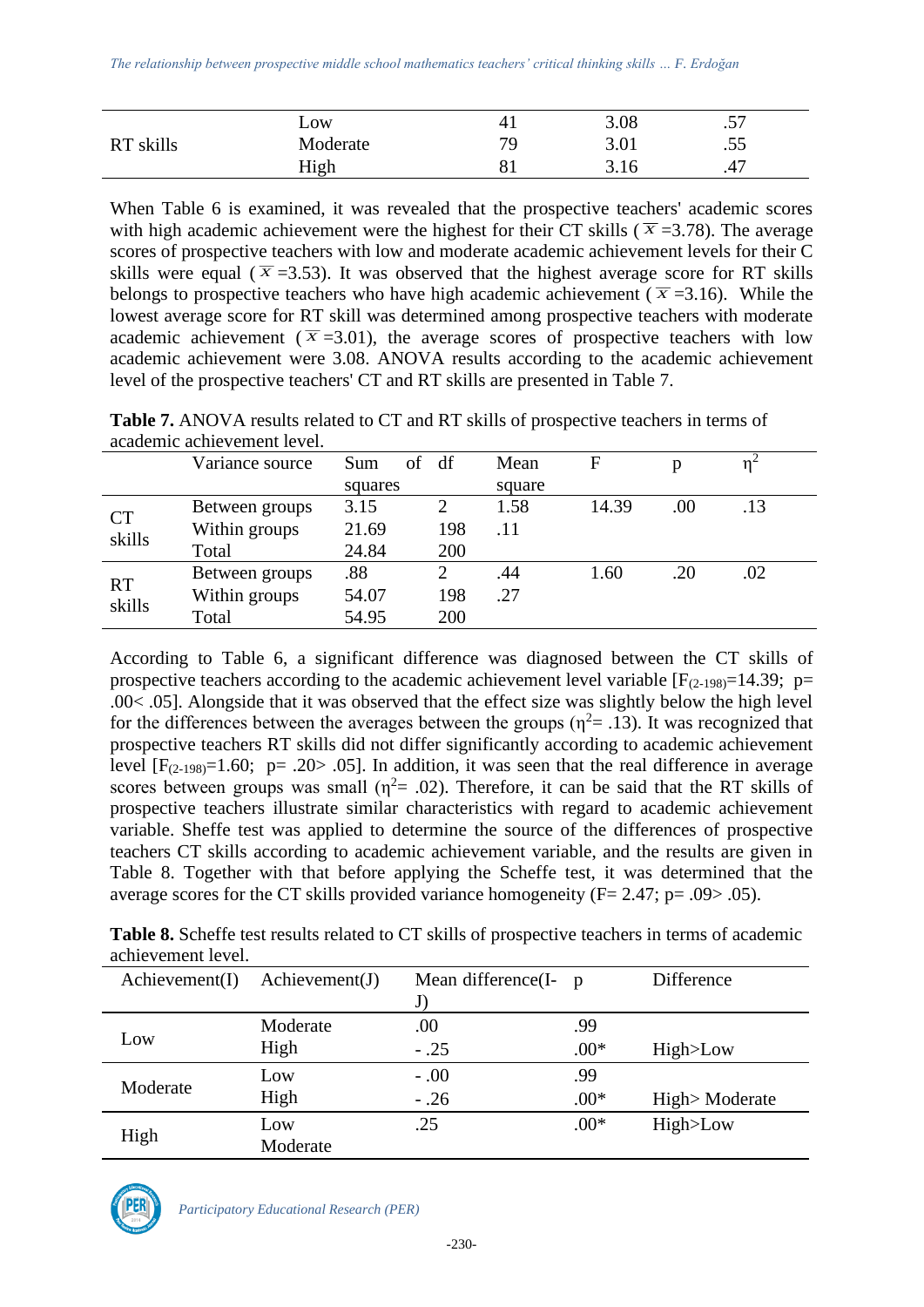| | | | | |
|---|---|---|---|---|
| RT skills | Low | 41 | 3.08 | .57 |
| | Moderate | 79 | 3.01 | .55 |
| | High | 81 | 3.16 | .47 |

When Table 6 is examined, it was revealed that the prospective teachers' academic scores with high academic achievement were the highest for their CT skills ($\overline{X}$ =3.78). The average scores of prospective teachers with low and moderate academic achievement levels for their C skills were equal ($\overline{X}$ =3.53). It was observed that the highest average score for RT skills belongs to prospective teachers who have high academic achievement ($\overline{X}$ =3.16). While the lowest average score for RT skill was determined among prospective teachers with moderate academic achievement ($\overline{X}$ =3.01), the average scores of prospective teachers with low academic achievement were 3.08. ANOVA results according to the academic achievement level of the prospective teachers' CT and RT skills are presented in Table 7.

**Table 7.** ANOVA results related to CT and RT skills of prospective teachers in terms of academic achievement level.

| | Variance source | Sum of squares | df | Mean square | F | p | $\eta^2$ |
|---|---|---|---|---|---|---|---|
| CT skills | Between groups | 3.15 | 2 | 1.58 | 14.39 | .00 | .13 |
| | Within groups | 21.69 | 198 | .11 | | | |
| | Total | 24.84 | 200 | | | | |
| RT skills | Between groups | .88 | 2 | .44 | 1.60 | .20 | .02 |
| | Within groups | 54.07 | 198 | .27 | | | |
| | Total | 54.95 | 200 | | | | |

According to Table 6, a significant difference was diagnosed between the CT skills of prospective teachers according to the academic achievement level variable [$F_{(2\text{-}198)}$=14.39; p= .00< .05]. Alongside that it was observed that the effect size was slightly below the high level for the differences between the averages between the groups ($\eta^2$= .13). It was recognized that prospective teachers RT skills did not differ significantly according to academic achievement level [$F_{(2\text{-}198)}$=1.60; p= .20> .05]. In addition, it was seen that the real difference in average scores between groups was small ($\eta^2$= .02). Therefore, it can be said that the RT skills of prospective teachers illustrate similar characteristics with regard to academic achievement variable. Sheffe test was applied to determine the source of the differences of prospective teachers CT skills according to academic achievement variable, and the results are given in Table 8. Together with that before applying the Scheffe test, it was determined that the average scores for the CT skills provided variance homogeneity (F= 2.47; p= .09> .05).

**Table 8.** Scheffe test results related to CT skills of prospective teachers in terms of academic achievement level.

| Achievement(I) | Achievement(J) | Mean difference(I-J) | p | Difference |
|---|---|---|---|---|
| Low | Moderate | .00 | .99 | |
| | High | - .25 | .00* | High>Low |
| Moderate | Low | - .00 | .99 | |
| | High | - .26 | .00* | High> Moderate |
| High | Low | .25 | .00* | High>Low |
| | Moderate | | | |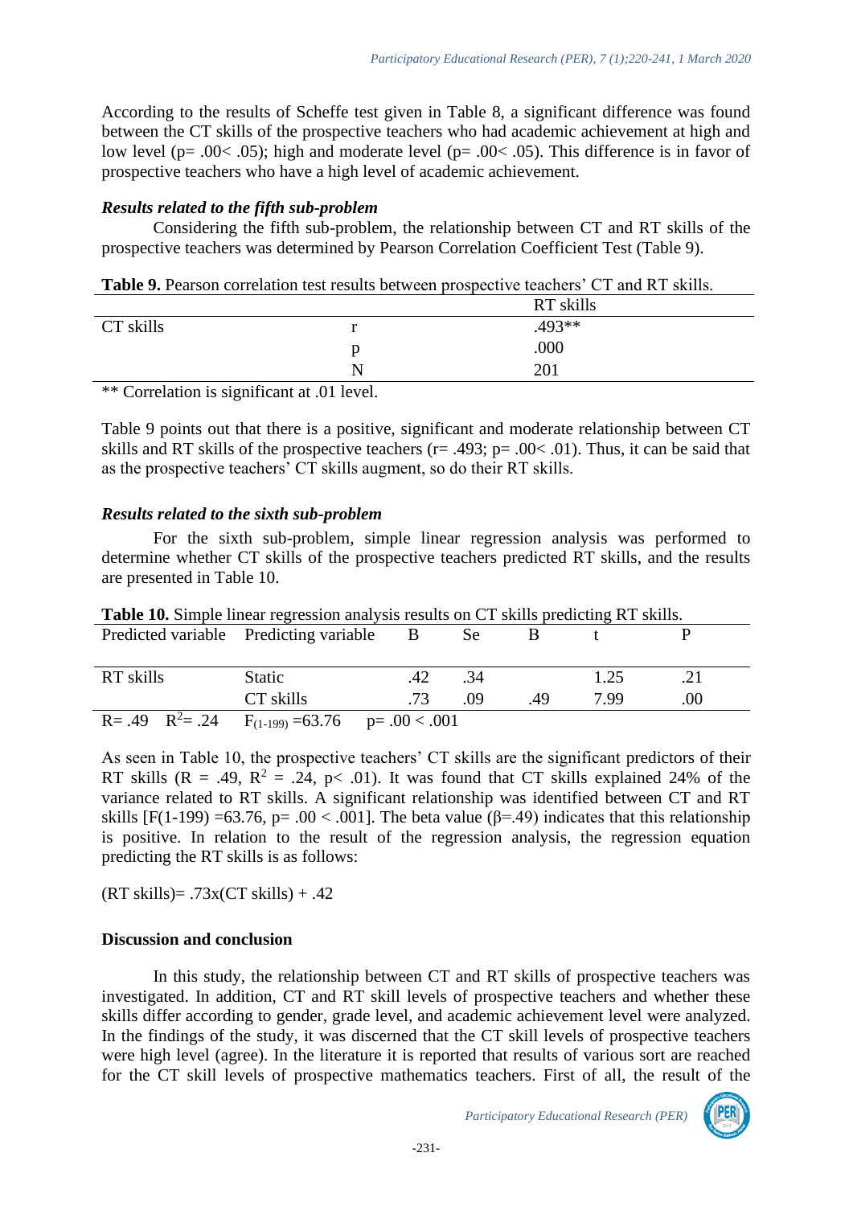According to the results of Scheffe test given in Table 8, a significant difference was found between the CT skills of the prospective teachers who had academic achievement at high and low level (p= .00< .05); high and moderate level (p= .00< .05). This difference is in favor of prospective teachers who have a high level of academic achievement.

### *Results related to the fifth sub-problem*

Considering the fifth sub-problem, the relationship between CT and RT skills of the prospective teachers was determined by Pearson Correlation Coefficient Test (Table 9).

**Table 9.** Pearson correlation test results between prospective teachers' CT and RT skills.

| | | RT skills |
|---|---|---|
| CT skills | r | .493** |
| | p | .000 |
| | N | 201 |

** Correlation is significant at .01 level.

Table 9 points out that there is a positive, significant and moderate relationship between CT skills and RT skills of the prospective teachers (r= .493; p= .00< .01). Thus, it can be said that as the prospective teachers' CT skills augment, so do their RT skills.

### *Results related to the sixth sub-problem*

For the sixth sub-problem, simple linear regression analysis was performed to determine whether CT skills of the prospective teachers predicted RT skills, and the results are presented in Table 10.

**Table 10.** Simple linear regression analysis results on CT skills predicting RT skills.

| Predicted variable | Predicting variable | B | Se | B | t | P |
|---|---|---|---|---|---|---|
| RT skills | Static | .42 | .34 | | 1.25 | .21 |
| | CT skills | .73 | .09 | .49 | 7.99 | .00 |
| R= .49 $R^2$= .24 | $F_{(1-199)}$ =63.76 | p= .00 < .001 | | | | |

As seen in Table 10, the prospective teachers' CT skills are the significant predictors of their RT skills (R = .49, $R^2$ = .24, p< .01). It was found that CT skills explained 24% of the variance related to RT skills. A significant relationship was identified between CT and RT skills [F(1-199) =63.76, p= .00 < .001]. The beta value (β=.49) indicates that this relationship is positive. In relation to the result of the regression analysis, the regression equation predicting the RT skills is as follows:

(RT skills)= .73x(CT skills) + .42

### **Discussion and conclusion**

In this study, the relationship between CT and RT skills of prospective teachers was investigated. In addition, CT and RT skill levels of prospective teachers and whether these skills differ according to gender, grade level, and academic achievement level were analyzed. In the findings of the study, it was discerned that the CT skill levels of prospective teachers were high level (agree). In the literature it is reported that results of various sort are reached for the CT skill levels of prospective mathematics teachers. First of all, the result of the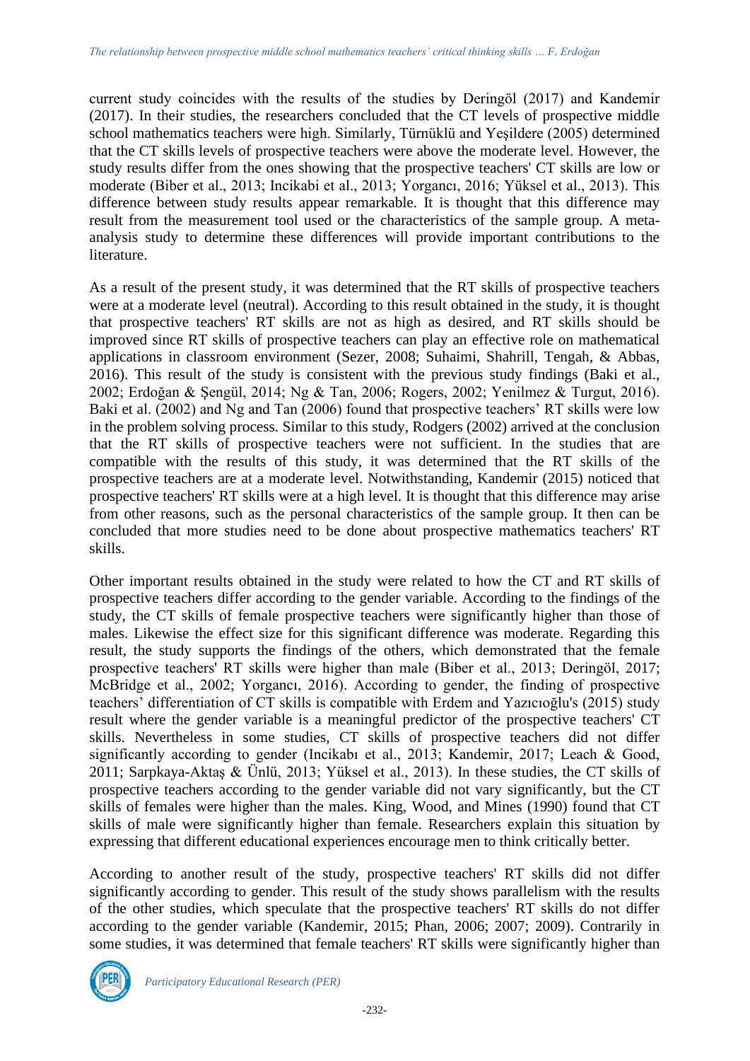current study coincides with the results of the studies by Deringöl (2017) and Kandemir (2017). In their studies, the researchers concluded that the CT levels of prospective middle school mathematics teachers were high. Similarly, Türnüklü and Yeşildere (2005) determined that the CT skills levels of prospective teachers were above the moderate level. However, the study results differ from the ones showing that the prospective teachers' CT skills are low or moderate (Biber et al., 2013; Incikabi et al., 2013; Yorgancı, 2016; Yüksel et al., 2013). This difference between study results appear remarkable. It is thought that this difference may result from the measurement tool used or the characteristics of the sample group. A meta-analysis study to determine these differences will provide important contributions to the literature.

As a result of the present study, it was determined that the RT skills of prospective teachers were at a moderate level (neutral). According to this result obtained in the study, it is thought that prospective teachers' RT skills are not as high as desired, and RT skills should be improved since RT skills of prospective teachers can play an effective role on mathematical applications in classroom environment (Sezer, 2008; Suhaimi, Shahrill, Tengah, & Abbas, 2016). This result of the study is consistent with the previous study findings (Baki et al., 2002; Erdoğan & Şengül, 2014; Ng & Tan, 2006; Rogers, 2002; Yenilmez & Turgut, 2016). Baki et al. (2002) and Ng and Tan (2006) found that prospective teachers' RT skills were low in the problem solving process. Similar to this study, Rodgers (2002) arrived at the conclusion that the RT skills of prospective teachers were not sufficient. In the studies that are compatible with the results of this study, it was determined that the RT skills of the prospective teachers are at a moderate level. Notwithstanding, Kandemir (2015) noticed that prospective teachers' RT skills were at a high level. It is thought that this difference may arise from other reasons, such as the personal characteristics of the sample group. It then can be concluded that more studies need to be done about prospective mathematics teachers' RT skills.

Other important results obtained in the study were related to how the CT and RT skills of prospective teachers differ according to the gender variable. According to the findings of the study, the CT skills of female prospective teachers were significantly higher than those of males. Likewise the effect size for this significant difference was moderate. Regarding this result, the study supports the findings of the others, which demonstrated that the female prospective teachers' RT skills were higher than male (Biber et al., 2013; Deringöl, 2017; McBridge et al., 2002; Yorgancı, 2016). According to gender, the finding of prospective teachers' differentiation of CT skills is compatible with Erdem and Yazıcıoğlu's (2015) study result where the gender variable is a meaningful predictor of the prospective teachers' CT skills. Nevertheless in some studies, CT skills of prospective teachers did not differ significantly according to gender (Incikabı et al., 2013; Kandemir, 2017; Leach & Good, 2011; Sarpkaya-Aktaş & Ünlü, 2013; Yüksel et al., 2013). In these studies, the CT skills of prospective teachers according to the gender variable did not vary significantly, but the CT skills of females were higher than the males. King, Wood, and Mines (1990) found that CT skills of male were significantly higher than female. Researchers explain this situation by expressing that different educational experiences encourage men to think critically better.

According to another result of the study, prospective teachers' RT skills did not differ significantly according to gender. This result of the study shows parallelism with the results of the other studies, which speculate that the prospective teachers' RT skills do not differ according to the gender variable (Kandemir, 2015; Phan, 2006; 2007; 2009). Contrarily in some studies, it was determined that female teachers' RT skills were significantly higher than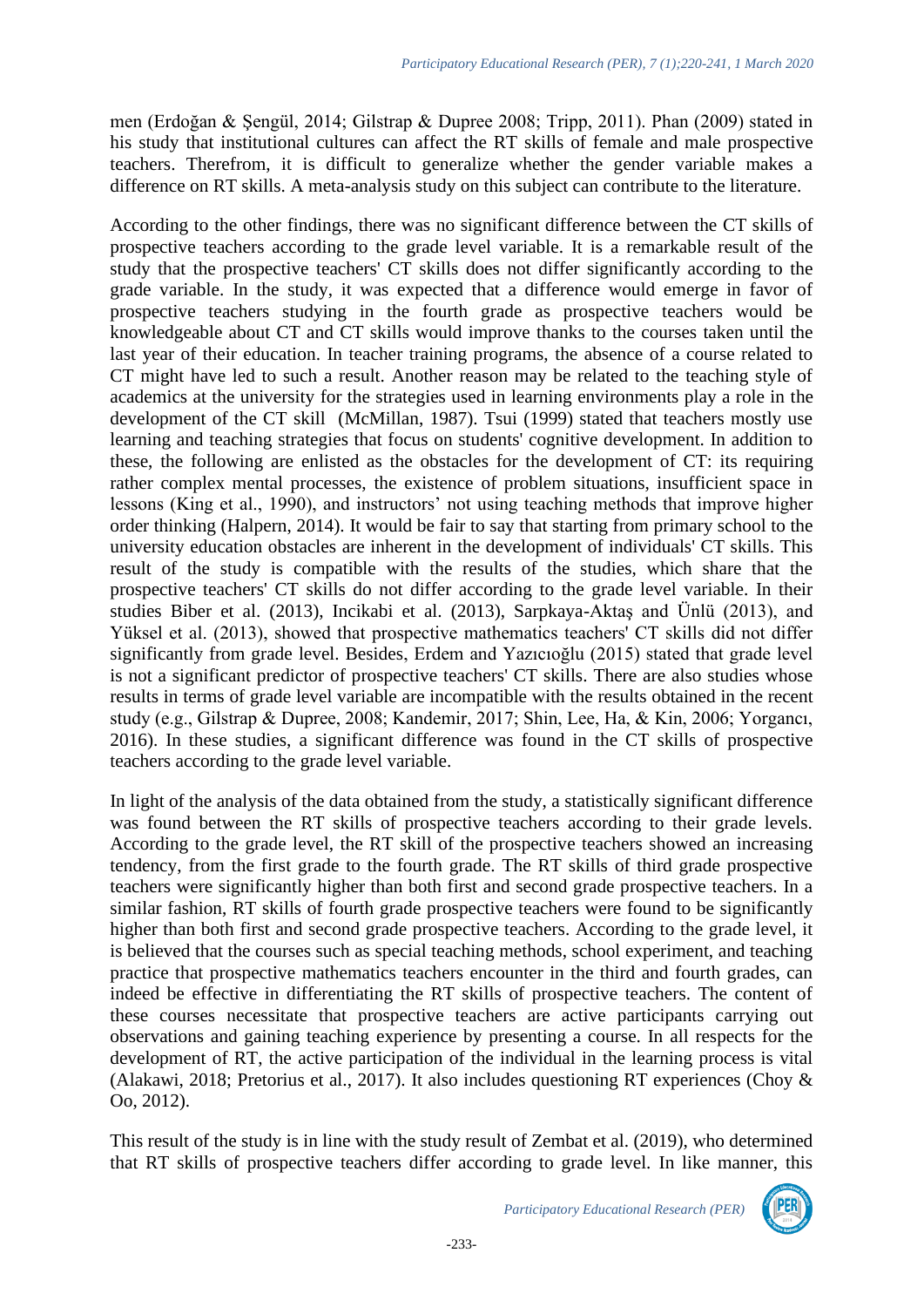men (Erdoğan & Şengül, 2014; Gilstrap & Dupree 2008; Tripp, 2011). Phan (2009) stated in his study that institutional cultures can affect the RT skills of female and male prospective teachers. Therefrom, it is difficult to generalize whether the gender variable makes a difference on RT skills. A meta-analysis study on this subject can contribute to the literature.

According to the other findings, there was no significant difference between the CT skills of prospective teachers according to the grade level variable. It is a remarkable result of the study that the prospective teachers' CT skills does not differ significantly according to the grade variable. In the study, it was expected that a difference would emerge in favor of prospective teachers studying in the fourth grade as prospective teachers would be knowledgeable about CT and CT skills would improve thanks to the courses taken until the last year of their education. In teacher training programs, the absence of a course related to CT might have led to such a result. Another reason may be related to the teaching style of academics at the university for the strategies used in learning environments play a role in the development of the CT skill (McMillan, 1987). Tsui (1999) stated that teachers mostly use learning and teaching strategies that focus on students' cognitive development. In addition to these, the following are enlisted as the obstacles for the development of CT: its requiring rather complex mental processes, the existence of problem situations, insufficient space in lessons (King et al., 1990), and instructors' not using teaching methods that improve higher order thinking (Halpern, 2014). It would be fair to say that starting from primary school to the university education obstacles are inherent in the development of individuals' CT skills. This result of the study is compatible with the results of the studies, which share that the prospective teachers' CT skills do not differ according to the grade level variable. In their studies Biber et al. (2013), Incikabi et al. (2013), Sarpkaya-Aktaş and Ünlü (2013), and Yüksel et al. (2013), showed that prospective mathematics teachers' CT skills did not differ significantly from grade level. Besides, Erdem and Yazıcıoğlu (2015) stated that grade level is not a significant predictor of prospective teachers' CT skills. There are also studies whose results in terms of grade level variable are incompatible with the results obtained in the recent study (e.g., Gilstrap & Dupree, 2008; Kandemir, 2017; Shin, Lee, Ha, & Kin, 2006; Yorgancı, 2016). In these studies, a significant difference was found in the CT skills of prospective teachers according to the grade level variable.

In light of the analysis of the data obtained from the study, a statistically significant difference was found between the RT skills of prospective teachers according to their grade levels. According to the grade level, the RT skill of the prospective teachers showed an increasing tendency, from the first grade to the fourth grade. The RT skills of third grade prospective teachers were significantly higher than both first and second grade prospective teachers. In a similar fashion, RT skills of fourth grade prospective teachers were found to be significantly higher than both first and second grade prospective teachers. According to the grade level, it is believed that the courses such as special teaching methods, school experiment, and teaching practice that prospective mathematics teachers encounter in the third and fourth grades, can indeed be effective in differentiating the RT skills of prospective teachers. The content of these courses necessitate that prospective teachers are active participants carrying out observations and gaining teaching experience by presenting a course. In all respects for the development of RT, the active participation of the individual in the learning process is vital (Alakawi, 2018; Pretorius et al., 2017). It also includes questioning RT experiences (Choy & Oo, 2012).

This result of the study is in line with the study result of Zembat et al. (2019), who determined that RT skills of prospective teachers differ according to grade level. In like manner, this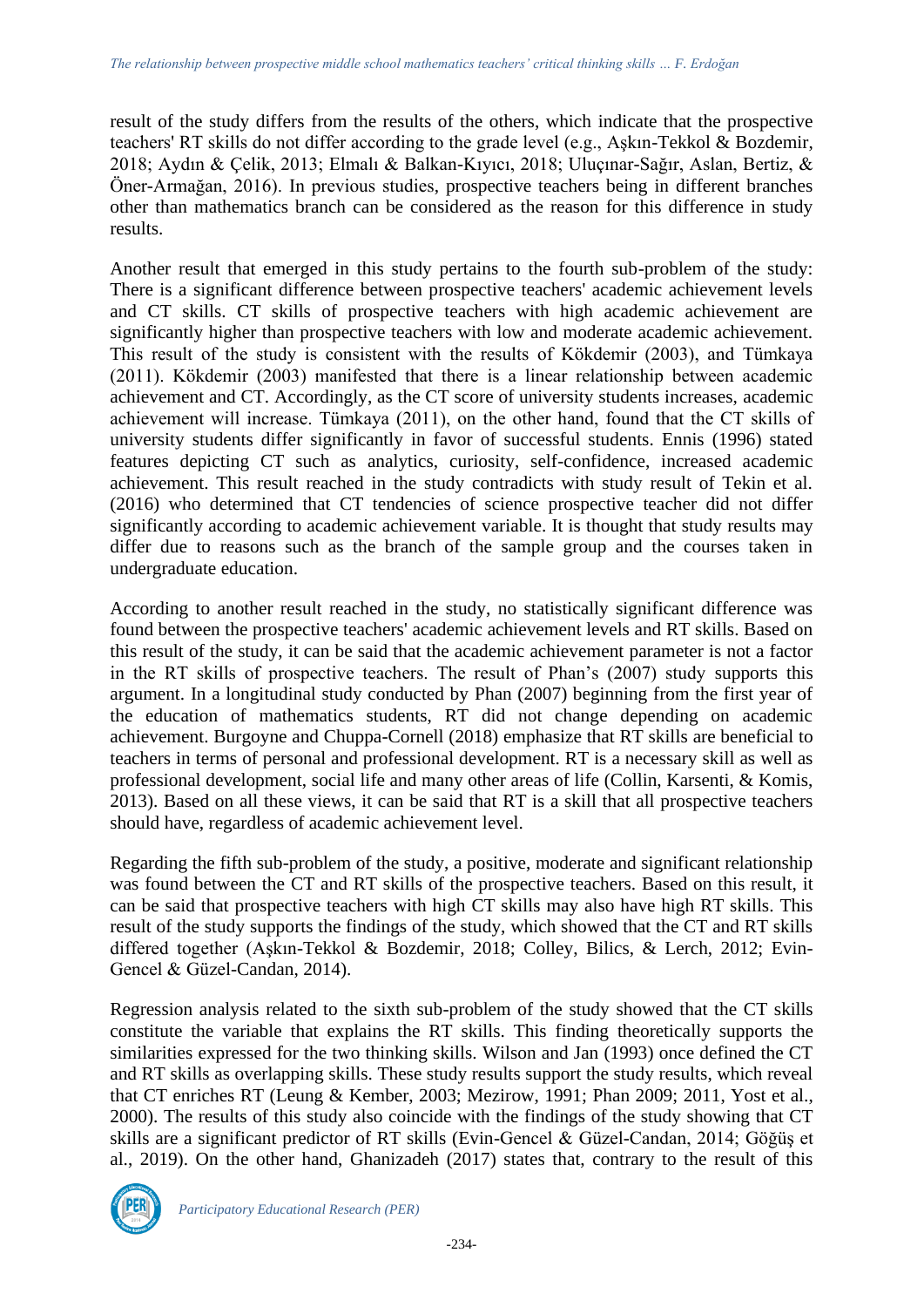result of the study differs from the results of the others, which indicate that the prospective teachers' RT skills do not differ according to the grade level (e.g., Aşkın-Tekkol & Bozdemir, 2018; Aydın & Çelik, 2013; Elmalı & Balkan-Kıyıcı, 2018; Uluçınar-Sağır, Aslan, Bertiz, & Öner-Armağan, 2016). In previous studies, prospective teachers being in different branches other than mathematics branch can be considered as the reason for this difference in study results.

Another result that emerged in this study pertains to the fourth sub-problem of the study: There is a significant difference between prospective teachers' academic achievement levels and CT skills. CT skills of prospective teachers with high academic achievement are significantly higher than prospective teachers with low and moderate academic achievement. This result of the study is consistent with the results of Kökdemir (2003), and Tümkaya (2011). Kökdemir (2003) manifested that there is a linear relationship between academic achievement and CT. Accordingly, as the CT score of university students increases, academic achievement will increase. Tümkaya (2011), on the other hand, found that the CT skills of university students differ significantly in favor of successful students. Ennis (1996) stated features depicting CT such as analytics, curiosity, self-confidence, increased academic achievement. This result reached in the study contradicts with study result of Tekin et al. (2016) who determined that CT tendencies of science prospective teacher did not differ significantly according to academic achievement variable. It is thought that study results may differ due to reasons such as the branch of the sample group and the courses taken in undergraduate education.

According to another result reached in the study, no statistically significant difference was found between the prospective teachers' academic achievement levels and RT skills. Based on this result of the study, it can be said that the academic achievement parameter is not a factor in the RT skills of prospective teachers. The result of Phan's (2007) study supports this argument. In a longitudinal study conducted by Phan (2007) beginning from the first year of the education of mathematics students, RT did not change depending on academic achievement. Burgoyne and Chuppa-Cornell (2018) emphasize that RT skills are beneficial to teachers in terms of personal and professional development. RT is a necessary skill as well as professional development, social life and many other areas of life (Collin, Karsenti, & Komis, 2013). Based on all these views, it can be said that RT is a skill that all prospective teachers should have, regardless of academic achievement level.

Regarding the fifth sub-problem of the study, a positive, moderate and significant relationship was found between the CT and RT skills of the prospective teachers. Based on this result, it can be said that prospective teachers with high CT skills may also have high RT skills. This result of the study supports the findings of the study, which showed that the CT and RT skills differed together (Aşkın-Tekkol & Bozdemir, 2018; Colley, Bilics, & Lerch, 2012; Evin-Gencel & Güzel-Candan, 2014).

Regression analysis related to the sixth sub-problem of the study showed that the CT skills constitute the variable that explains the RT skills. This finding theoretically supports the similarities expressed for the two thinking skills. Wilson and Jan (1993) once defined the CT and RT skills as overlapping skills. These study results support the study results, which reveal that CT enriches RT (Leung & Kember, 2003; Mezirow, 1991; Phan 2009; 2011, Yost et al., 2000). The results of this study also coincide with the findings of the study showing that CT skills are a significant predictor of RT skills (Evin-Gencel & Güzel-Candan, 2014; Göğüş et al., 2019). On the other hand, Ghanizadeh (2017) states that, contrary to the result of this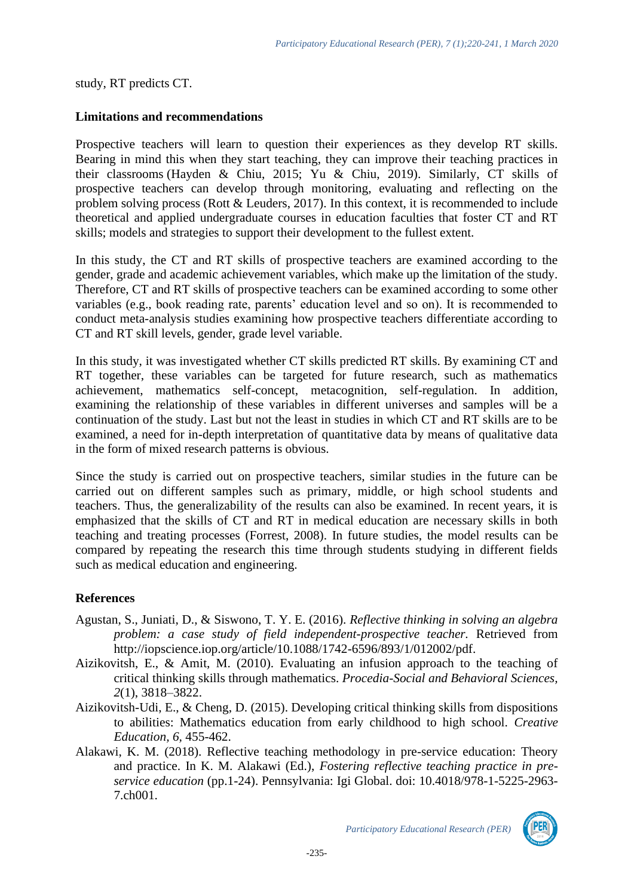study, RT predicts CT.

## Limitations and recommendations

Prospective teachers will learn to question their experiences as they develop RT skills. Bearing in mind this when they start teaching, they can improve their teaching practices in their classrooms (Hayden & Chiu, 2015; Yu & Chiu, 2019). Similarly, CT skills of prospective teachers can develop through monitoring, evaluating and reflecting on the problem solving process (Rott & Leuders, 2017). In this context, it is recommended to include theoretical and applied undergraduate courses in education faculties that foster CT and RT skills; models and strategies to support their development to the fullest extent.

In this study, the CT and RT skills of prospective teachers are examined according to the gender, grade and academic achievement variables, which make up the limitation of the study. Therefore, CT and RT skills of prospective teachers can be examined according to some other variables (e.g., book reading rate, parents' education level and so on). It is recommended to conduct meta-analysis studies examining how prospective teachers differentiate according to CT and RT skill levels, gender, grade level variable.

In this study, it was investigated whether CT skills predicted RT skills. By examining CT and RT together, these variables can be targeted for future research, such as mathematics achievement, mathematics self-concept, metacognition, self-regulation. In addition, examining the relationship of these variables in different universes and samples will be a continuation of the study. Last but not the least in studies in which CT and RT skills are to be examined, a need for in-depth interpretation of quantitative data by means of qualitative data in the form of mixed research patterns is obvious.

Since the study is carried out on prospective teachers, similar studies in the future can be carried out on different samples such as primary, middle, or high school students and teachers. Thus, the generalizability of the results can also be examined. In recent years, it is emphasized that the skills of CT and RT in medical education are necessary skills in both teaching and treating processes (Forrest, 2008). In future studies, the model results can be compared by repeating the research this time through students studying in different fields such as medical education and engineering.

## References

Agustan, S., Juniati, D., & Siswono, T. Y. E. (2016). *Reflective thinking in solving an algebra problem: a case study of field independent-prospective teacher.* Retrieved from http://iopscience.iop.org/article/10.1088/1742-6596/893/1/012002/pdf.

Aizikovitsh, E., & Amit, M. (2010). Evaluating an infusion approach to the teaching of critical thinking skills through mathematics. *Procedia-Social and Behavioral Sciences, 2*(1), 3818–3822.

Aizikovitsh-Udi, E., & Cheng, D. (2015). Developing critical thinking skills from dispositions to abilities: Mathematics education from early childhood to high school. *Creative Education, 6*, 455-462.

Alakawi, K. M. (2018). Reflective teaching methodology in pre-service education: Theory and practice. In K. M. Alakawi (Ed.), *Fostering reflective teaching practice in pre-service education* (pp.1-24). Pennsylvania: Igi Global. doi: 10.4018/978-1-5225-2963-7.ch001.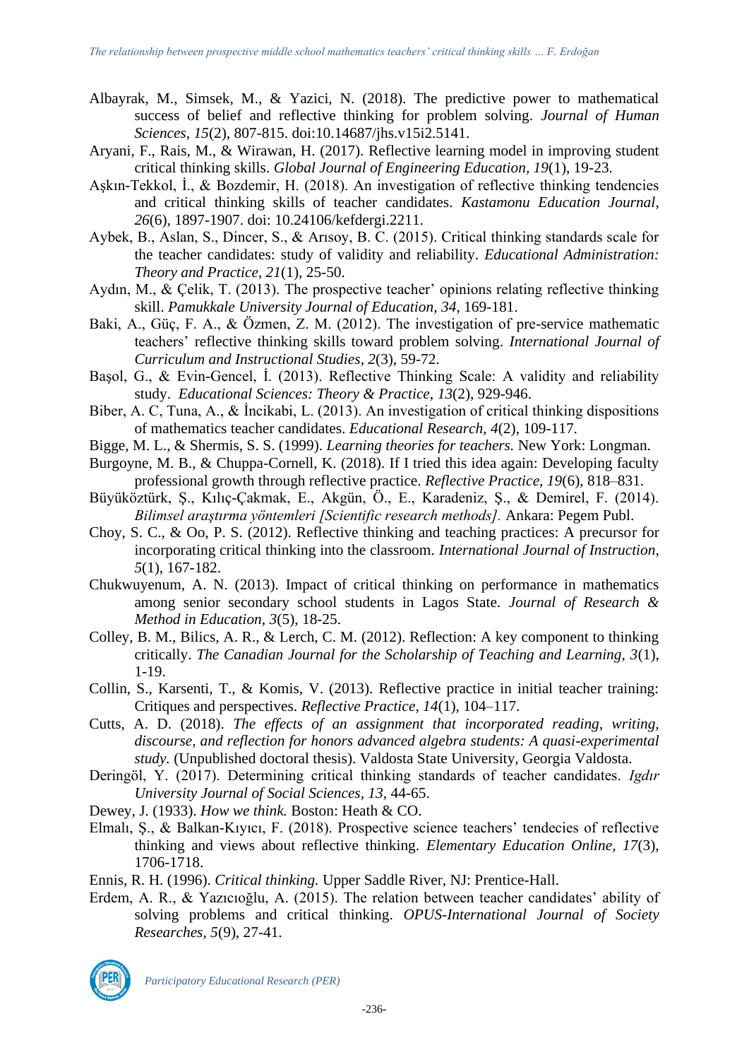Albayrak, M., Simsek, M., & Yazici, N. (2018). The predictive power to mathematical success of belief and reflective thinking for problem solving. *Journal of Human Sciences, 15*(2), 807-815. doi:10.14687/jhs.v15i2.5141.

Aryani, F., Rais, M., & Wirawan, H. (2017). Reflective learning model in improving student critical thinking skills. *Global Journal of Engineering Education, 19*(1), 19-23.

Aşkın-Tekkol, İ., & Bozdemir, H. (2018). An investigation of reflective thinking tendencies and critical thinking skills of teacher candidates. *Kastamonu Education Journal, 26*(6), 1897-1907. doi: 10.24106/kefdergi.2211.

Aybek, B., Aslan, S., Dincer, S., & Arısoy, B. C. (2015). Critical thinking standards scale for the teacher candidates: study of validity and reliability. *Educational Administration: Theory and Practice, 21*(1), 25-50.

Aydın, M., & Çelik, T. (2013). The prospective teacher' opinions relating reflective thinking skill. *Pamukkale University Journal of Education, 34*, 169-181.

Baki, A., Güç, F. A., & Özmen, Z. M. (2012). The investigation of pre-service mathematic teachers' reflective thinking skills toward problem solving. *International Journal of Curriculum and Instructional Studies, 2*(3), 59-72.

Başol, G., & Evin-Gencel, İ. (2013). Reflective Thinking Scale: A validity and reliability study. *Educational Sciences: Theory & Practice, 13*(2), 929-946.

Biber, A. C, Tuna, A., & İncikabi, L. (2013). An investigation of critical thinking dispositions of mathematics teacher candidates. *Educational Research, 4*(2), 109-117.

Bigge, M. L., & Shermis, S. S. (1999). *Learning theories for teachers.* New York: Longman.

Burgoyne, M. B., & Chuppa-Cornell, K. (2018). If I tried this idea again: Developing faculty professional growth through reflective practice. *Reflective Practice, 19*(6), 818–831.

Büyüköztürk, Ş., Kılıç-Çakmak, E., Akgün, Ö., E., Karadeniz, Ş., & Demirel, F. (2014). *Bilimsel araştırma yöntemleri [Scientific research methods].* Ankara: Pegem Publ.

Choy, S. C., & Oo, P. S. (2012). Reflective thinking and teaching practices: A precursor for incorporating critical thinking into the classroom. *International Journal of Instruction, 5*(1), 167-182.

Chukwuyenum, A. N. (2013). Impact of critical thinking on performance in mathematics among senior secondary school students in Lagos State. *Journal of Research & Method in Education, 3*(5), 18-25.

Colley, B. M., Bilics, A. R., & Lerch, C. M. (2012). Reflection: A key component to thinking critically. *The Canadian Journal for the Scholarship of Teaching and Learning, 3*(1), 1-19.

Collin, S., Karsenti, T., & Komis, V. (2013). Reflective practice in initial teacher training: Critiques and perspectives. *Reflective Practice, 14*(1), 104–117.

Cutts, A. D. (2018). *The effects of an assignment that incorporated reading, writing, discourse, and reflection for honors advanced algebra students: A quasi-experimental study.* (Unpublished doctoral thesis). Valdosta State University, Georgia Valdosta.

Deringöl, Y. (2017). Determining critical thinking standards of teacher candidates. *Igdır University Journal of Social Sciences, 13*, 44-65.

Dewey, J. (1933). *How we think.* Boston: Heath & CO.

Elmalı, Ş., & Balkan-Kıyıcı, F. (2018). Prospective science teachers' tendecies of reflective thinking and views about reflective thinking. *Elementary Education Online, 17*(3), 1706-1718.

Ennis, R. H. (1996). *Critical thinking.* Upper Saddle River, NJ: Prentice-Hall.

Erdem, A. R., & Yazıcıoğlu, A. (2015). The relation between teacher candidates' ability of solving problems and critical thinking. *OPUS-International Journal of Society Researches, 5*(9), 27-41.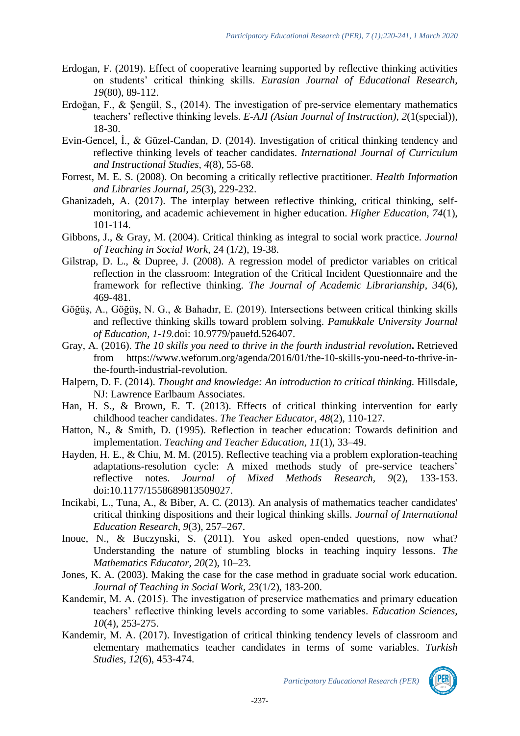Erdogan, F. (2019). Effect of cooperative learning supported by reflective thinking activities on students' critical thinking skills. *Eurasian Journal of Educational Research, 19*(80), 89-112.

Erdoğan, F., & Şengül, S., (2014). The investigation of pre-service elementary mathematics teachers' reflective thinking levels. *E-AJI (Asian Journal of Instruction), 2*(1(special)), 18-30.

Evin-Gencel, İ., & Güzel-Candan, D. (2014). Investigation of critical thinking tendency and reflective thinking levels of teacher candidates. *International Journal of Curriculum and Instructional Studies, 4*(8), 55-68.

Forrest, M. E. S. (2008). On becoming a critically reflective practitioner. *Health Information and Libraries Journal, 25*(3), 229-232.

Ghanizadeh, A. (2017). The interplay between reflective thinking, critical thinking, self-monitoring, and academic achievement in higher education. *Higher Education, 74*(1), 101-114.

Gibbons, J., & Gray, M. (2004). Critical thinking as integral to social work practice. *Journal of Teaching in Social Work,* 24 (1/2), 19-38.

Gilstrap, D. L., & Dupree, J. (2008). A regression model of predictor variables on critical reflection in the classroom: Integration of the Critical Incident Questionnaire and the framework for reflective thinking. *The Journal of Academic Librarianship, 34*(6), 469-481.

Göğüş, A., Göğüş, N. G., & Bahadır, E. (2019). Intersections between critical thinking skills and reflective thinking skills toward problem solving. *Pamukkale University Journal of Education, 1-19.*doi: 10.9779/pauefd.526407.

Gray, A. (2016). *The 10 skills you need to thrive in the fourth industrial revolution***.** Retrieved from https://www.weforum.org/agenda/2016/01/the-10-skills-you-need-to-thrive-in-the-fourth-industrial-revolution.

Halpern, D. F. (2014). *Thought and knowledge: An introduction to critical thinking.* Hillsdale, NJ: Lawrence Earlbaum Associates.

Han, H. S., & Brown, E. T. (2013). Effects of critical thinking intervention for early childhood teacher candidates. *The Teacher Educator, 48*(2), 110-127.

Hatton, N., & Smith, D. (1995). Reflection in teacher education: Towards definition and implementation. *Teaching and Teacher Education, 11*(1), 33–49.

Hayden, H. E., & Chiu, M. M. (2015). Reflective teaching via a problem exploration-teaching adaptations-resolution cycle: A mixed methods study of pre-service teachers' reflective notes. *Journal of Mixed Methods Research, 9*(2), 133-153. doi:10.1177/1558689813509027.

Incikabi, L., Tuna, A., & Biber, A. C. (2013). An analysis of mathematics teacher candidates' critical thinking dispositions and their logical thinking skills. *Journal of International Education Research, 9*(3), 257–267.

Inoue, N., & Buczynski, S. (2011). You asked open-ended questions, now what? Understanding the nature of stumbling blocks in teaching inquiry lessons. *The Mathematics Educator, 20*(2), 10–23.

Jones, K. A. (2003). Making the case for the case method in graduate social work education. *Journal of Teaching in Social Work, 23*(1/2), 183-200.

Kandemir, M. A. (2015). The investigatıon of preservice mathematics and primary education teachers' reflective thinking levels according to some variables. *Education Sciences, 10*(4), 253-275.

Kandemir, M. A. (2017). Investigation of critical thinking tendency levels of classroom and elementary mathematics teacher candidates in terms of some variables. *Turkish Studies, 12*(6), 453-474.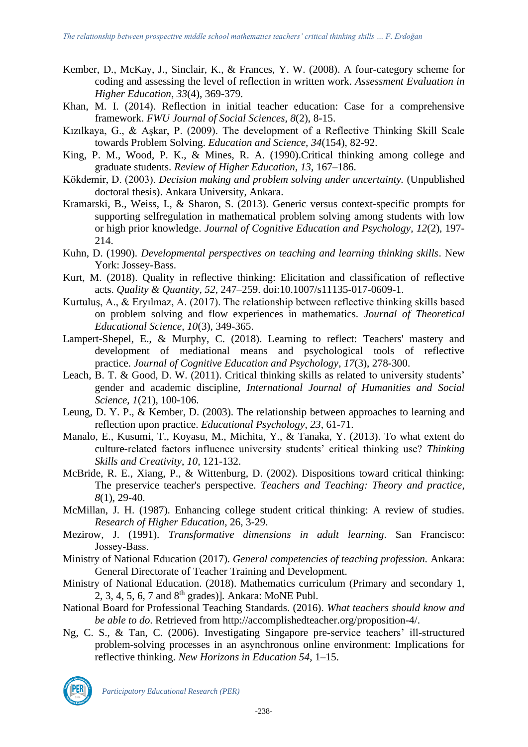Kember, D., McKay, J., Sinclair, K., & Frances, Y. W. (2008). A four-category scheme for coding and assessing the level of reflection in written work. *Assessment Evaluation in Higher Education*, *33*(4), 369-379.

Khan, M. I. (2014). Reflection in initial teacher education: Case for a comprehensive framework. *FWU Journal of Social Sciences*, *8*(2), 8-15.

Kızılkaya, G., & Aşkar, P. (2009). The development of a Reflective Thinking Skill Scale towards Problem Solving. *Education and Science, 34*(154), 82-92.

King, P. M., Wood, P. K., & Mines, R. A. (1990).Critical thinking among college and graduate students. *Review of Higher Education*, *13*, 167–186.

Kökdemir, D. (2003). *Decision making and problem solving under uncertainty.* (Unpublished doctoral thesis). Ankara University, Ankara.

Kramarski, B., Weiss, I., & Sharon, S. (2013). Generic versus context-specific prompts for supporting selfregulation in mathematical problem solving among students with low or high prior knowledge. *Journal of Cognitive Education and Psychology, 12*(2), 197-214.

Kuhn, D. (1990). *Developmental perspectives on teaching and learning thinking skills*. New York: Jossey-Bass.

Kurt, M. (2018). Quality in reflective thinking: Elicitation and classification of reflective acts. *Quality & Quantity*, *52*, 247–259. doi:10.1007/s11135-017-0609-1.

Kurtuluş, A., & Eryılmaz, A. (2017). The relationship between reflective thinking skills based on problem solving and flow experiences in mathematics. *Journal of Theoretical Educational Science, 10*(3), 349-365.

Lampert-Shepel, E., & Murphy, C. (2018). Learning to reflect: Teachers' mastery and development of mediational means and psychological tools of reflective practice. *Journal of Cognitive Education and Psychology*, *17*(3), 278-300.

Leach, B. T. & Good, D. W. (2011). Critical thinking skills as related to university students' gender and academic discipline, *International Journal of Humanities and Social Science*, *1*(21), 100-106.

Leung, D. Y. P., & Kember, D. (2003). The relationship between approaches to learning and reflection upon practice. *Educational Psychology*, *23*, 61-71.

Manalo, E., Kusumi, T., Koyasu, M., Michita, Y., & Tanaka, Y. (2013). To what extent do culture-related factors influence university students' critical thinking use? *Thinking Skills and Creativity*, *10,* 121-132.

McBride, R. E., Xiang, P., & Wittenburg, D. (2002). Dispositions toward critical thinking: The preservice teacher's perspective. *Teachers and Teaching: Theory and practice*, *8*(1), 29-40.

McMillan, J. H. (1987). Enhancing college student critical thinking: A review of studies. *Research of Higher Education*, 26, 3-29.

Mezirow, J. (1991). *Transformative dimensions in adult learning*. San Francisco: Jossey-Bass.

Ministry of National Education (2017). *General competencies of teaching profession.* Ankara: General Directorate of Teacher Training and Development.

Ministry of National Education. (2018). Mathematics curriculum (Primary and secondary 1, 2, 3, 4, 5, 6, 7 and 8th grades)]. Ankara: MoNE Publ.

National Board for Professional Teaching Standards. (2016). *What teachers should know and be able to do*. Retrieved from http://accomplishedteacher.org/proposition-4/.

Ng, C. S., & Tan, C. (2006). Investigating Singapore pre-service teachers' ill-structured problem-solving processes in an asynchronous online environment: Implications for reflective thinking. *New Horizons in Education 54*, 1–15.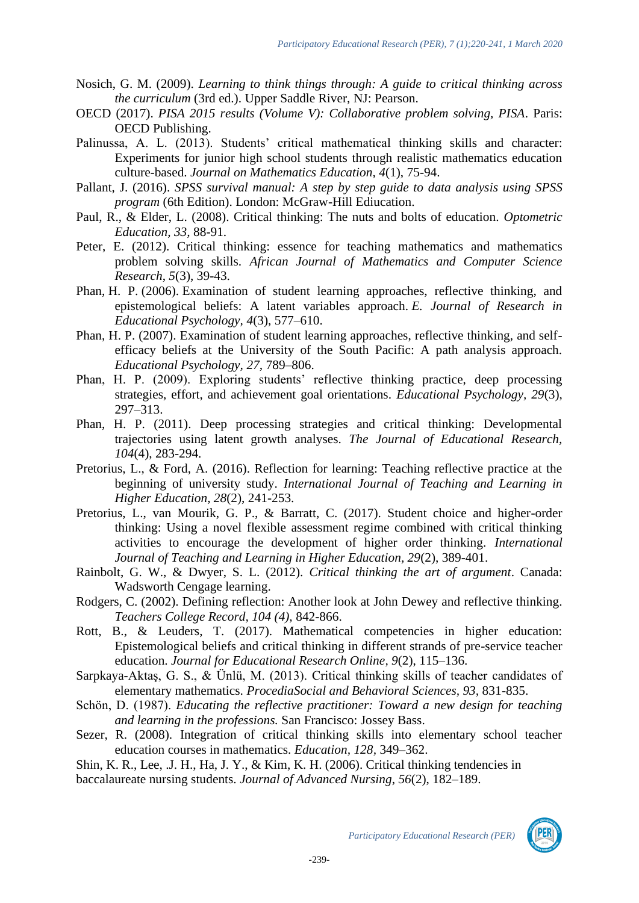Nosich, G. M. (2009). *Learning to think things through: A guide to critical thinking across the curriculum* (3rd ed.). Upper Saddle River, NJ: Pearson.

OECD (2017). *PISA 2015 results (Volume V): Collaborative problem solving, PISA*. Paris: OECD Publishing.

Palinussa, A. L. (2013). Students' critical mathematical thinking skills and character: Experiments for junior high school students through realistic mathematics education culture-based. *Journal on Mathematics Education*, *4*(1), 75-94.

Pallant, J. (2016). *SPSS survival manual: A step by step guide to data analysis using SPSS program* (6th Edition). London: McGraw-Hill Ediucation.

Paul, R., & Elder, L. (2008). Critical thinking: The nuts and bolts of education. *Optometric Education*, *33*, 88-91.

Peter, E. (2012). Critical thinking: essence for teaching mathematics and mathematics problem solving skills. *African Journal of Mathematics and Computer Science Research*, *5*(3), 39-43.

Phan, H. P. (2006). Examination of student learning approaches, reflective thinking, and epistemological beliefs: A latent variables approach. *E. Journal of Research in Educational Psychology*, *4*(3), 577–610.

Phan, H. P. (2007). Examination of student learning approaches, reflective thinking, and self-efficacy beliefs at the University of the South Pacific: A path analysis approach. *Educational Psychology*, *27*, 789–806.

Phan, H. P. (2009). Exploring students' reflective thinking practice, deep processing strategies, effort, and achievement goal orientations. *Educational Psychology*, *29*(3), 297–313.

Phan, H. P. (2011). Deep processing strategies and critical thinking: Developmental trajectories using latent growth analyses. *The Journal of Educational Research, 104*(4), 283-294.

Pretorius, L., & Ford, A. (2016). Reflection for learning: Teaching reflective practice at the beginning of university study. *International Journal of Teaching and Learning in Higher Education*, *28*(2), 241-253.

Pretorius, L., van Mourik, G. P., & Barratt, C. (2017). Student choice and higher-order thinking: Using a novel flexible assessment regime combined with critical thinking activities to encourage the development of higher order thinking. *International Journal of Teaching and Learning in Higher Education*, *29*(2), 389-401.

Rainbolt, G. W., & Dwyer, S. L. (2012). *Critical thinking the art of argument*. Canada: Wadsworth Cengage learning.

Rodgers, C. (2002). Defining reflection: Another look at John Dewey and reflective thinking. *Teachers College Record, 104 (4),* 842-866.

Rott, B., & Leuders, T. (2017). Mathematical competencies in higher education: Epistemological beliefs and critical thinking in different strands of pre-service teacher education. *Journal for Educational Research Online*, *9*(2), 115–136.

Sarpkaya-Aktaş, G. S., & Ünlü, M. (2013). Critical thinking skills of teacher candidates of elementary mathematics. *ProcediaSocial and Behavioral Sciences, 93,* 831-835.

Schön, D. (1987). *Educating the reflective practitioner: Toward a new design for teaching and learning in the professions.* San Francisco: Jossey Bass.

Sezer, R. (2008). Integration of critical thinking skills into elementary school teacher education courses in mathematics. *Education*, *128*, 349–362.

Shin, K. R., Lee, .J. H., Ha, J. Y., & Kim, K. H. (2006). Critical thinking tendencies in baccalaureate nursing students. *Journal of Advanced Nursing*, *56*(2), 182–189.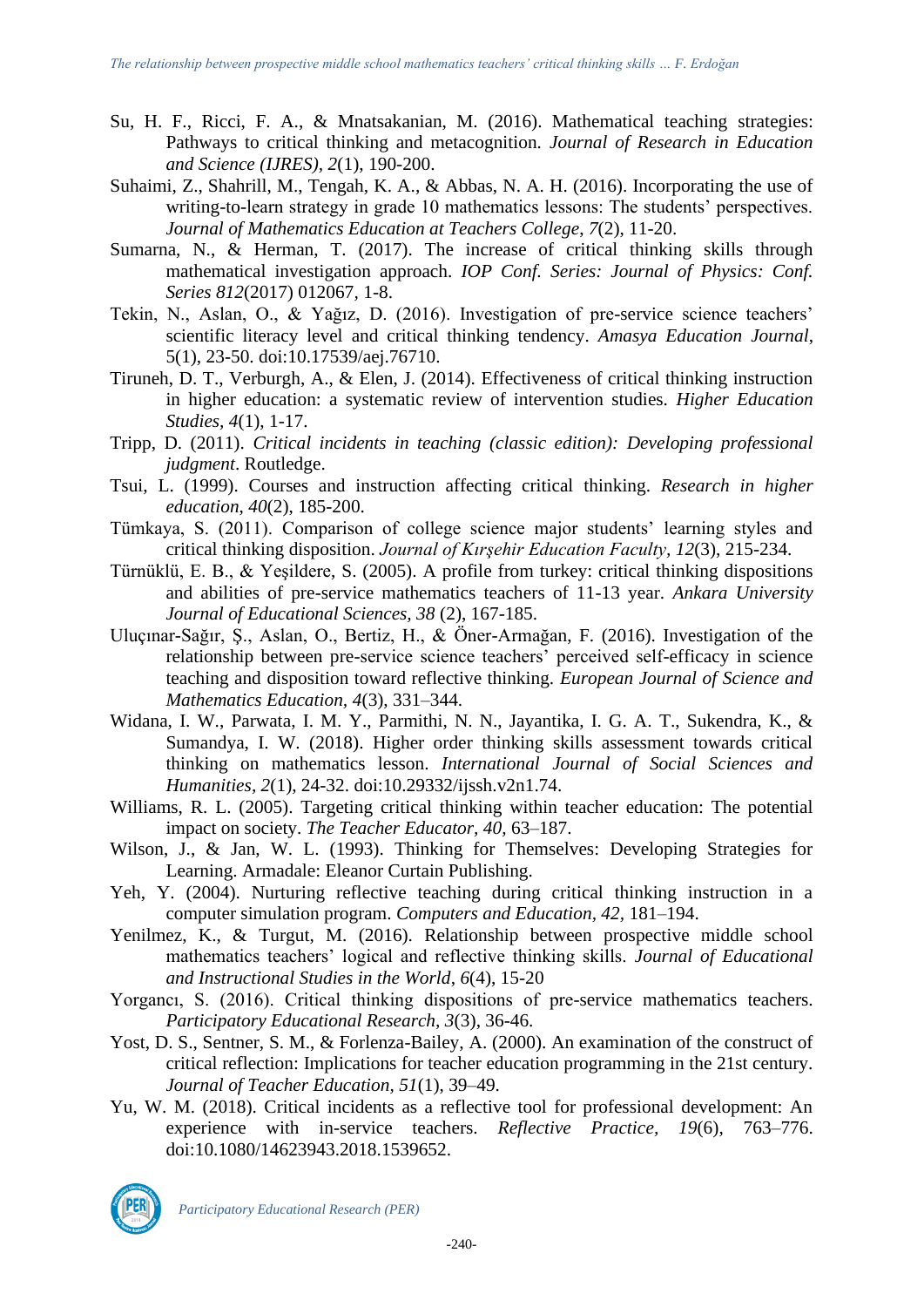Su, H. F., Ricci, F. A., & Mnatsakanian, M. (2016). Mathematical teaching strategies: Pathways to critical thinking and metacognition. *Journal of Research in Education and Science (IJRES)*, *2*(1), 190-200.

Suhaimi, Z., Shahrill, M., Tengah, K. A., & Abbas, N. A. H. (2016). Incorporating the use of writing-to-learn strategy in grade 10 mathematics lessons: The students' perspectives. *Journal of Mathematics Education at Teachers College*, *7*(2), 11-20.

Sumarna, N., & Herman, T. (2017). The increase of critical thinking skills through mathematical investigation approach. *IOP Conf. Series: Journal of Physics: Conf. Series 812*(2017) 012067, 1-8.

Tekin, N., Aslan, O., & Yağız, D. (2016). Investigation of pre-service science teachers' scientific literacy level and critical thinking tendency. *Amasya Education Journal*, 5(1), 23-50. doi:10.17539/aej.76710.

Tiruneh, D. T., Verburgh, A., & Elen, J. (2014). Effectiveness of critical thinking instruction in higher education: a systematic review of intervention studies. *Higher Education Studies*, *4*(1), 1-17.

Tripp, D. (2011). *Critical incidents in teaching (classic edition): Developing professional judgment*. Routledge.

Tsui, L. (1999). Courses and instruction affecting critical thinking. *Research in higher education*, *40*(2), 185-200.

Tümkaya, S. (2011). Comparison of college science major students' learning styles and critical thinking disposition. *Journal of Kırşehir Education Faculty*, *12*(3), 215-234.

Türnüklü, E. B., & Yeşildere, S. (2005). A profile from turkey: critical thinking dispositions and abilities of pre-service mathematics teachers of 11-13 year. *Ankara University Journal of Educational Sciences, 38* (2), 167-185.

Uluçınar-Sağır, Ş., Aslan, O., Bertiz, H., & Öner-Armağan, F. (2016). Investigation of the relationship between pre-service science teachers' perceived self-efficacy in science teaching and disposition toward reflective thinking. *European Journal of Science and Mathematics Education*, *4*(3), 331–344.

Widana, I. W., Parwata, I. M. Y., Parmithi, N. N., Jayantika, I. G. A. T., Sukendra, K., & Sumandya, I. W. (2018). Higher order thinking skills assessment towards critical thinking on mathematics lesson. *International Journal of Social Sciences and Humanities*, *2*(1), 24-32. doi:10.29332/ijssh.v2n1.74.

Williams, R. L. (2005). Targeting critical thinking within teacher education: The potential impact on society. *The Teacher Educator, 40,* 63–187.

Wilson, J., & Jan, W. L. (1993). Thinking for Themselves: Developing Strategies for Learning. Armadale: Eleanor Curtain Publishing.

Yeh, Y. (2004). Nurturing reflective teaching during critical thinking instruction in a computer simulation program. *Computers and Education*, *42*, 181–194.

Yenilmez, K., & Turgut, M. (2016). Relationship between prospective middle school mathematics teachers' logical and reflective thinking skills. *Journal of Educational and Instructional Studies in the World*, *6*(4), 15-20

Yorgancı, S. (2016). Critical thinking dispositions of pre-service mathematics teachers. *Participatory Educational Research*, *3*(3), 36-46.

Yost, D. S., Sentner, S. M., & Forlenza-Bailey, A. (2000). An examination of the construct of critical reflection: Implications for teacher education programming in the 21st century. *Journal of Teacher Education, 51*(1), 39–49.

Yu, W. M. (2018). Critical incidents as a reflective tool for professional development: An experience with in-service teachers. *Reflective Practice, 19*(6), 763–776. doi:10.1080/14623943.2018.1539652.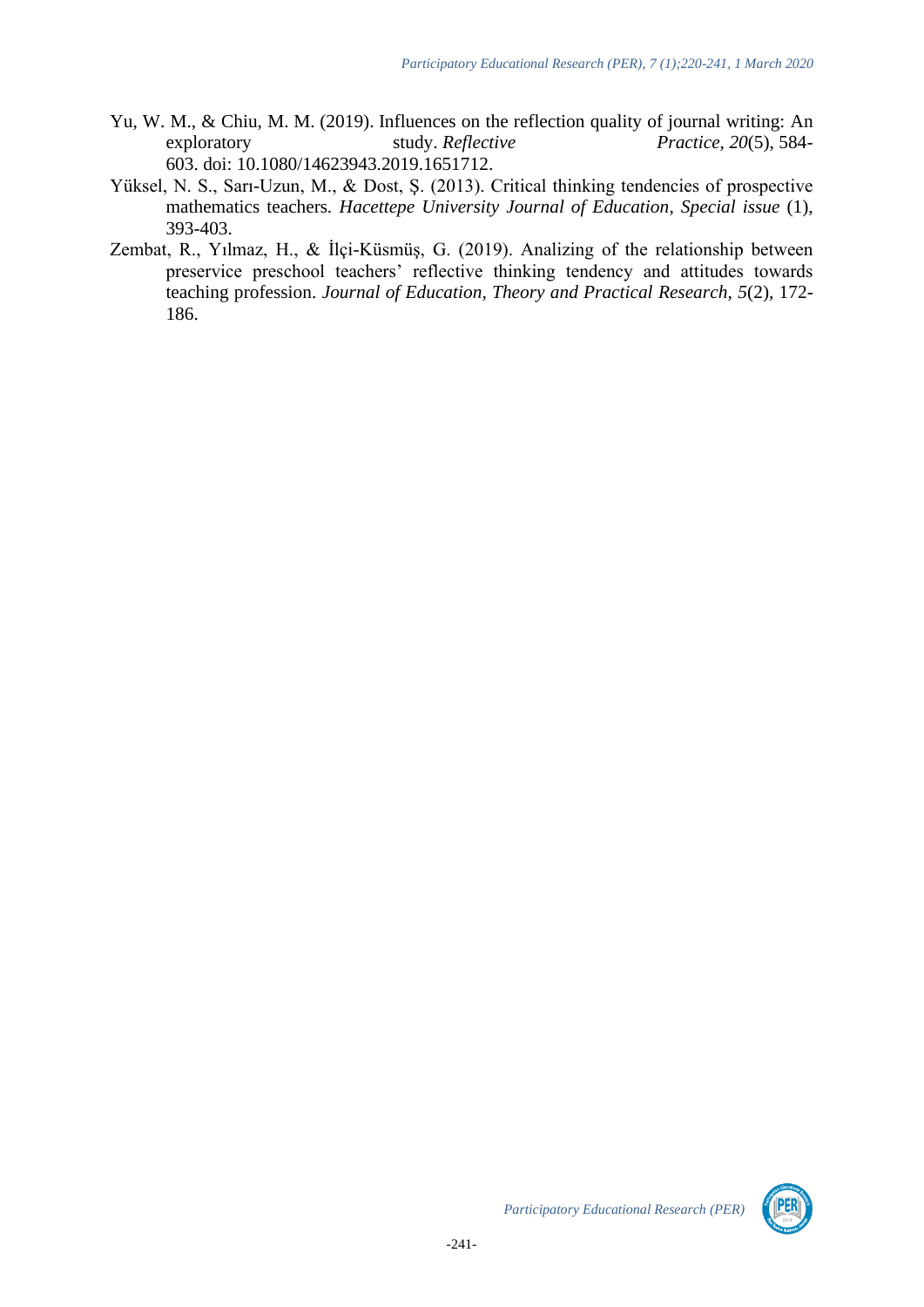Yu, W. M., & Chiu, M. M. (2019). Influences on the reflection quality of journal writing: An exploratory study. *Reflective Practice, 20*(5), 584-603. doi: 10.1080/14623943.2019.1651712.

Yüksel, N. S., Sarı-Uzun, M., & Dost, Ş. (2013). Critical thinking tendencies of prospective mathematics teachers. *Hacettepe University Journal of Education, Special issue* (1), 393-403.

Zembat, R., Yılmaz, H., & İlçi-Küsmüş, G. (2019). Analizing of the relationship between preservice preschool teachers' reflective thinking tendency and attitudes towards teaching profession. *Journal of Education, Theory and Practical Research, 5*(2), 172-186.